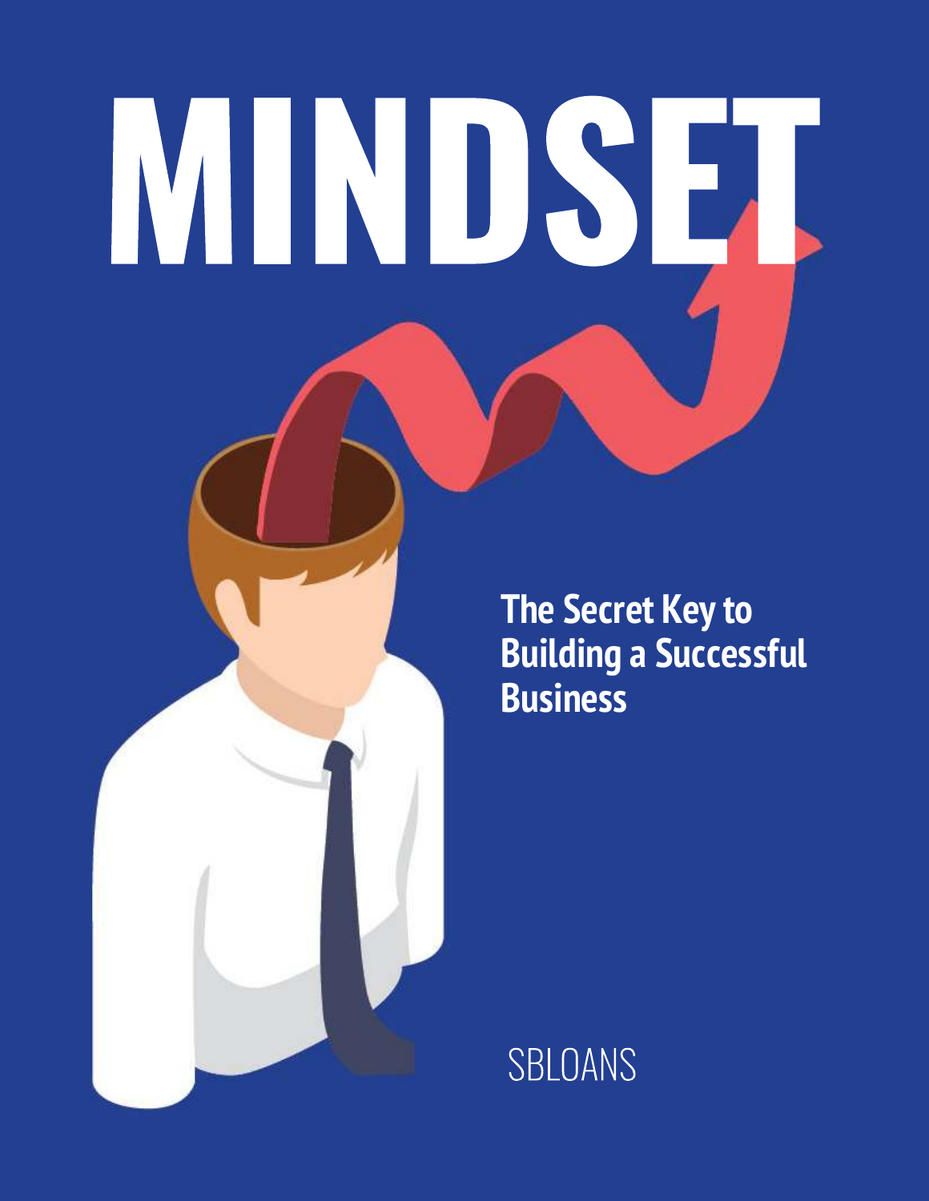# MINDSET

## The Secret Key to Building a Successful Business

SBLOANS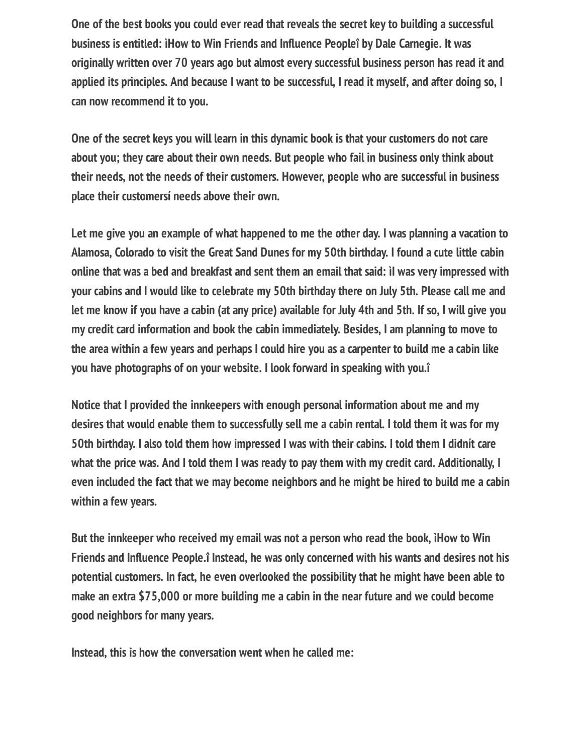One of the best books you could ever read that reveals the secret key to building a successful business is entitled: ìHow to Win Friends and Influence Peopleî by Dale Carnegie. It was originally written over 70 years ago but almost every successful business person has read it and applied its principles. And because I want to be successful, I read it myself, and after doing so, I can now recommend it to you.

One of the secret keys you will learn in this dynamic book is that your customers do not care about you; they care about their own needs. But people who fail in business only think about their needs, not the needs of their customers. However, people who are successful in business place their customersí needs above their own.

Let me give you an example of what happened to me the other day. I was planning a vacation to Alamosa, Colorado to visit the Great Sand Dunes for my 50th birthday. I found a cute little cabin online that was a bed and breakfast and sent them an email that said: ìI was very impressed with your cabins and I would like to celebrate my 50th birthday there on July 5th. Please call me and let me know if you have a cabin (at any price) available for July 4th and 5th. If so, I will give you my credit card information and book the cabin immediately. Besides, I am planning to move to the area within a few years and perhaps I could hire you as a carpenter to build me a cabin like you have photographs of on your website. I look forward in speaking with you.î

Notice that I provided the innkeepers with enough personal information about me and my desires that would enable them to successfully sell me a cabin rental. I told them it was for my 50th birthday. I also told them how impressed I was with their cabins. I told them I didnít care what the price was. And I told them I was ready to pay them with my credit card. Additionally, I even included the fact that we may become neighbors and he might be hired to build me a cabin within a few years.

But the innkeeper who received my email was not a person who read the book, ìHow to Win Friends and Influence People.î Instead, he was only concerned with his wants and desires not his potential customers. In fact, he even overlooked the possibility that he might have been able to make an extra $75,000 or more building me a cabin in the near future and we could become good neighbors for many years.

Instead, this is how the conversation went when he called me: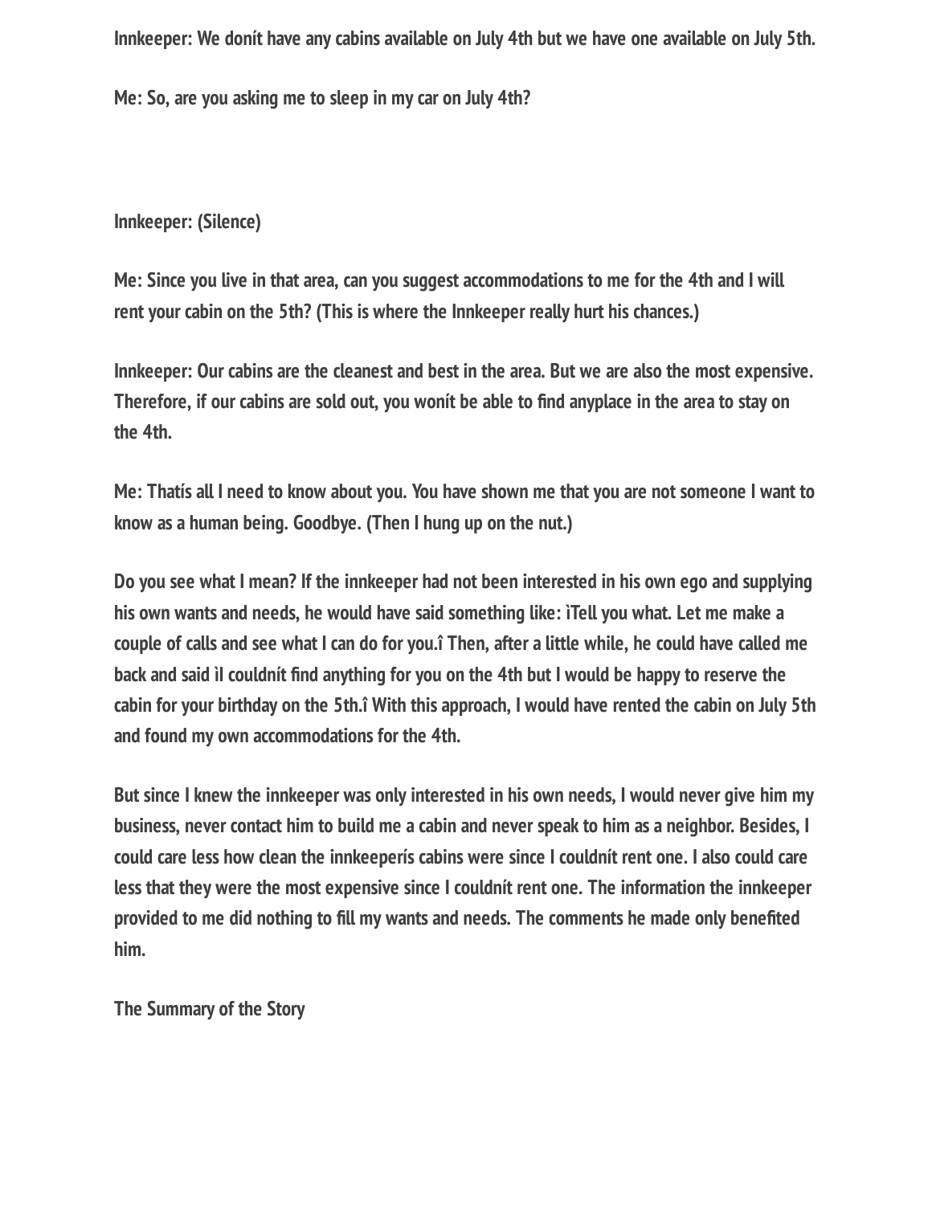**Innkeeper: We donít have any cabins available on July 4th but we have one available on July 5th.**

**Me: So, are you asking me to sleep in my car on July 4th?**

**Innkeeper: (Silence)**

**Me: Since you live in that area, can you suggest accommodations to me for the 4th and I will rent your cabin on the 5th? (This is where the Innkeeper really hurt his chances.)**

**Innkeeper: Our cabins are the cleanest and best in the area. But we are also the most expensive. Therefore, if our cabins are sold out, you wonít be able to find anyplace in the area to stay on the 4th.**

**Me: Thatís all I need to know about you. You have shown me that you are not someone I want to know as a human being. Goodbye. (Then I hung up on the nut.)**

**Do you see what I mean? If the innkeeper had not been interested in his own ego and supplying his own wants and needs, he would have said something like: ìTell you what. Let me make a couple of calls and see what I can do for you.î Then, after a little while, he could have called me back and said ìI couldnít find anything for you on the 4th but I would be happy to reserve the cabin for your birthday on the 5th.î With this approach, I would have rented the cabin on July 5th and found my own accommodations for the 4th.**

**But since I knew the innkeeper was only interested in his own needs, I would never give him my business, never contact him to build me a cabin and never speak to him as a neighbor. Besides, I could care less how clean the innkeeperís cabins were since I couldnít rent one. I also could care less that they were the most expensive since I couldnít rent one. The information the innkeeper provided to me did nothing to fill my wants and needs. The comments he made only benefited him.**

**The Summary of the Story**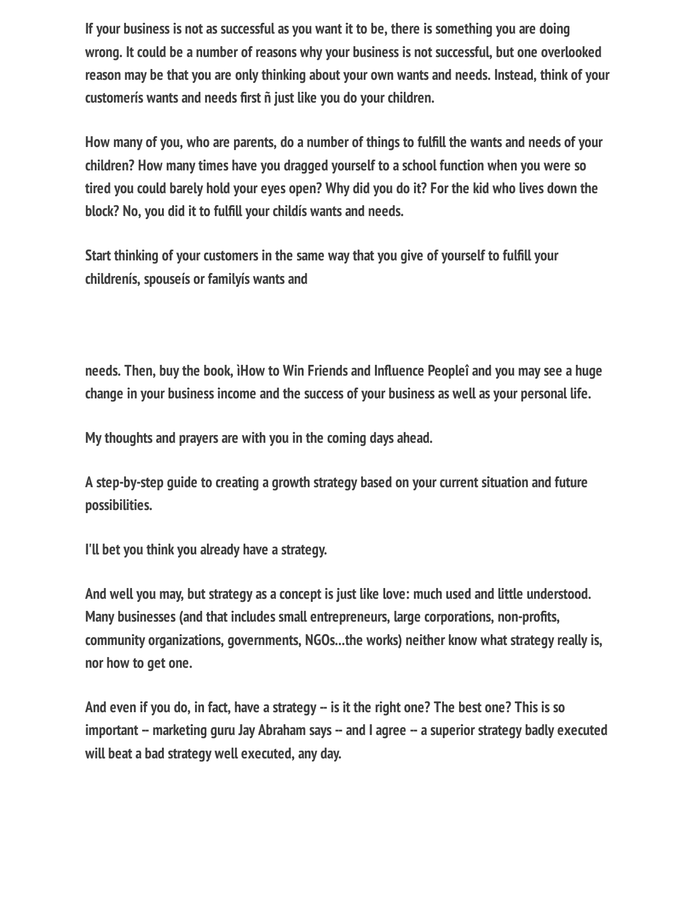If your business is not as successful as you want it to be, there is something you are doing wrong. It could be a number of reasons why your business is not successful, but one overlooked reason may be that you are only thinking about your own wants and needs. Instead, think of your customerís wants and needs first ñ just like you do your children.

How many of you, who are parents, do a number of things to fulfill the wants and needs of your children? How many times have you dragged yourself to a school function when you were so tired you could barely hold your eyes open? Why did you do it? For the kid who lives down the block? No, you did it to fulfill your childís wants and needs.

Start thinking of your customers in the same way that you give of yourself to fulfill your childrenís, spouseís or familyís wants and needs. Then, buy the book, ìHow to Win Friends and Influence Peopleî and you may see a huge change in your business income and the success of your business as well as your personal life.

My thoughts and prayers are with you in the coming days ahead.

A step-by-step guide to creating a growth strategy based on your current situation and future possibilities.

I'll bet you think you already have a strategy.

And well you may, but strategy as a concept is just like love: much used and little understood. Many businesses (and that includes small entrepreneurs, large corporations, non-profits, community organizations, governments, NGOs...the works) neither know what strategy really is, nor how to get one.

And even if you do, in fact, have a strategy -- is it the right one? The best one? This is so important -- marketing guru Jay Abraham says -- and I agree -- a superior strategy badly executed will beat a bad strategy well executed, any day.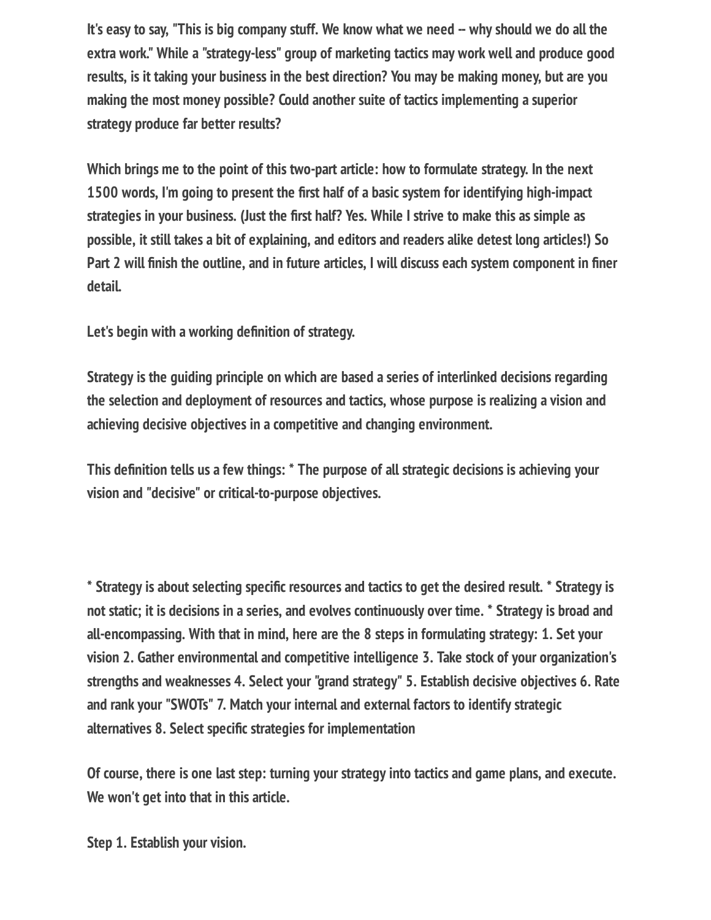It's easy to say, "This is big company stuff. We know what we need -- why should we do all the extra work." While a "strategy-less" group of marketing tactics may work well and produce good results, is it taking your business in the best direction? You may be making money, but are you making the most money possible? Could another suite of tactics implementing a superior strategy produce far better results?

Which brings me to the point of this two-part article: how to formulate strategy. In the next 1500 words, I'm going to present the first half of a basic system for identifying high-impact strategies in your business. (Just the first half? Yes. While I strive to make this as simple as possible, it still takes a bit of explaining, and editors and readers alike detest long articles!) So Part 2 will finish the outline, and in future articles, I will discuss each system component in finer detail.

Let's begin with a working definition of strategy.

Strategy is the guiding principle on which are based a series of interlinked decisions regarding the selection and deployment of resources and tactics, whose purpose is realizing a vision and achieving decisive objectives in a competitive and changing environment.

This definition tells us a few things: * The purpose of all strategic decisions is achieving your vision and "decisive" or critical-to-purpose objectives.

* Strategy is about selecting specific resources and tactics to get the desired result. * Strategy is not static; it is decisions in a series, and evolves continuously over time. * Strategy is broad and all-encompassing. With that in mind, here are the 8 steps in formulating strategy: 1. Set your vision 2. Gather environmental and competitive intelligence 3. Take stock of your organization's strengths and weaknesses 4. Select your "grand strategy" 5. Establish decisive objectives 6. Rate and rank your "SWOTs" 7. Match your internal and external factors to identify strategic alternatives 8. Select specific strategies for implementation

Of course, there is one last step: turning your strategy into tactics and game plans, and execute. We won't get into that in this article.

Step 1. Establish your vision.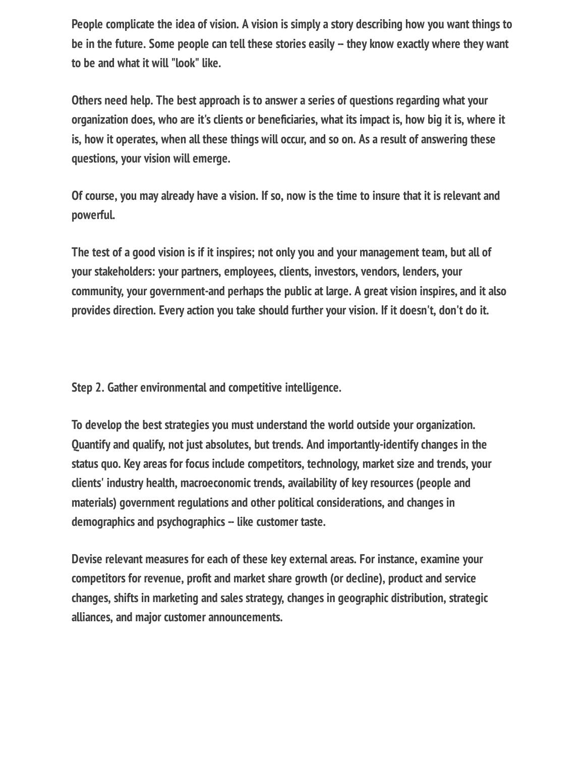People complicate the idea of vision. A vision is simply a story describing how you want things to be in the future. Some people can tell these stories easily -- they know exactly where they want to be and what it will "look" like.

Others need help. The best approach is to answer a series of questions regarding what your organization does, who are it's clients or beneficiaries, what its impact is, how big it is, where it is, how it operates, when all these things will occur, and so on. As a result of answering these questions, your vision will emerge.

Of course, you may already have a vision. If so, now is the time to insure that it is relevant and powerful.

The test of a good vision is if it inspires; not only you and your management team, but all of your stakeholders: your partners, employees, clients, investors, vendors, lenders, your community, your government-and perhaps the public at large. A great vision inspires, and it also provides direction. Every action you take should further your vision. If it doesn't, don't do it.

Step 2. Gather environmental and competitive intelligence.

To develop the best strategies you must understand the world outside your organization. Quantify and qualify, not just absolutes, but trends. And importantly-identify changes in the status quo. Key areas for focus include competitors, technology, market size and trends, your clients' industry health, macroeconomic trends, availability of key resources (people and materials) government regulations and other political considerations, and changes in demographics and psychographics -- like customer taste.

Devise relevant measures for each of these key external areas. For instance, examine your competitors for revenue, profit and market share growth (or decline), product and service changes, shifts in marketing and sales strategy, changes in geographic distribution, strategic alliances, and major customer announcements.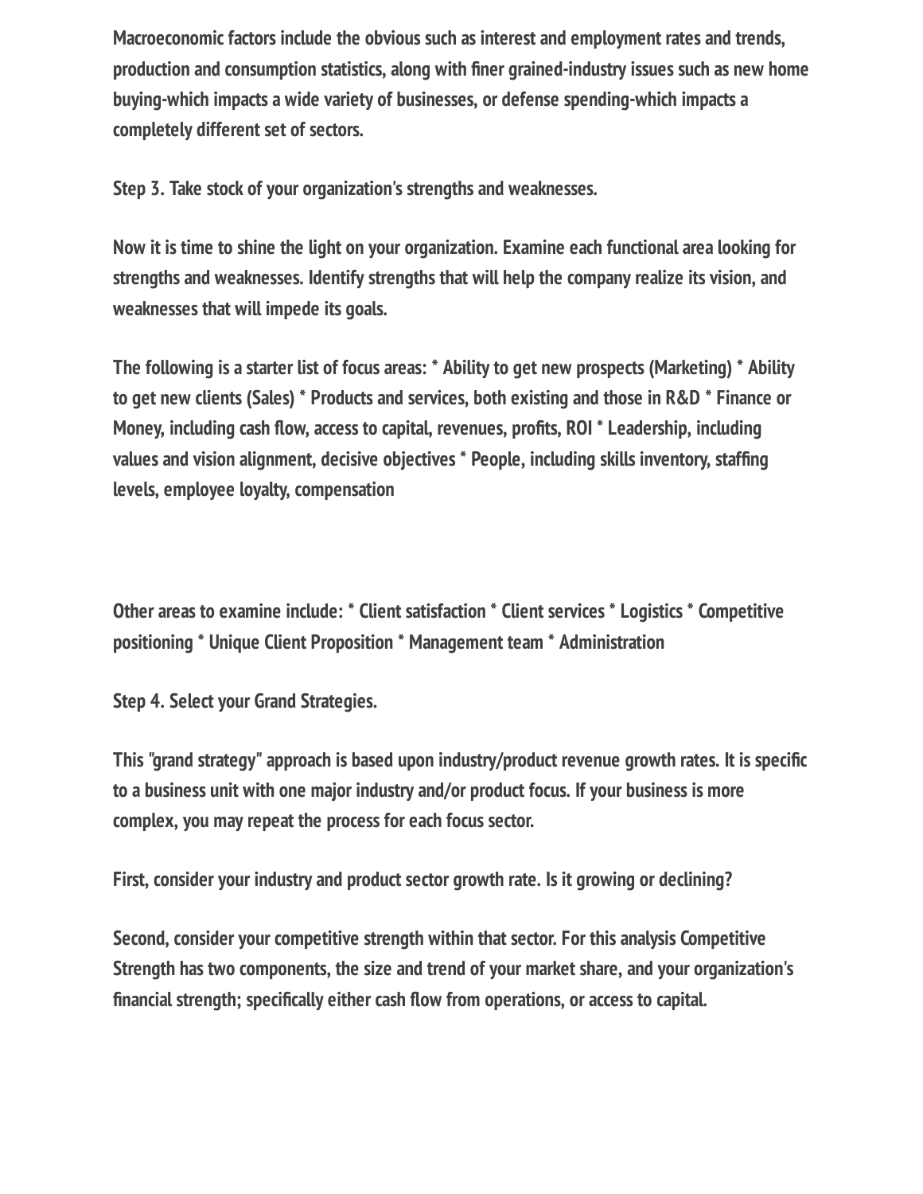Macroeconomic factors include the obvious such as interest and employment rates and trends, production and consumption statistics, along with finer grained-industry issues such as new home buying-which impacts a wide variety of businesses, or defense spending-which impacts a completely different set of sectors.

Step 3. Take stock of your organization's strengths and weaknesses.

Now it is time to shine the light on your organization. Examine each functional area looking for strengths and weaknesses. Identify strengths that will help the company realize its vision, and weaknesses that will impede its goals.

The following is a starter list of focus areas: * Ability to get new prospects (Marketing) * Ability to get new clients (Sales) * Products and services, both existing and those in R&D * Finance or Money, including cash flow, access to capital, revenues, profits, ROI * Leadership, including values and vision alignment, decisive objectives * People, including skills inventory, staffing levels, employee loyalty, compensation

Other areas to examine include: * Client satisfaction * Client services * Logistics * Competitive positioning * Unique Client Proposition * Management team * Administration

Step 4. Select your Grand Strategies.

This "grand strategy" approach is based upon industry/product revenue growth rates. It is specific to a business unit with one major industry and/or product focus. If your business is more complex, you may repeat the process for each focus sector.

First, consider your industry and product sector growth rate. Is it growing or declining?

Second, consider your competitive strength within that sector. For this analysis Competitive Strength has two components, the size and trend of your market share, and your organization's financial strength; specifically either cash flow from operations, or access to capital.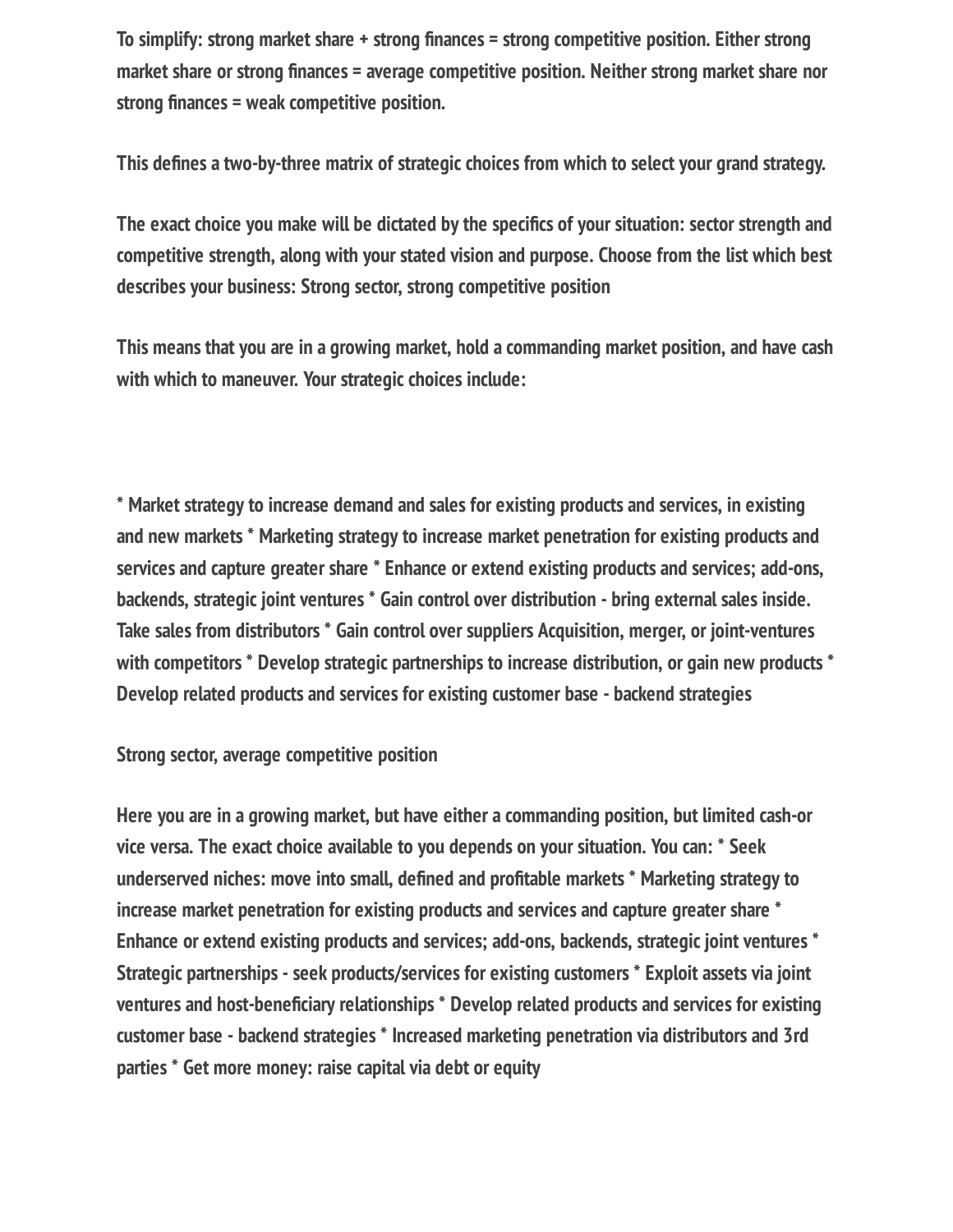To simplify: strong market share + strong finances = strong competitive position. Either strong market share or strong finances = average competitive position. Neither strong market share nor strong finances = weak competitive position.

This defines a two-by-three matrix of strategic choices from which to select your grand strategy.

The exact choice you make will be dictated by the specifics of your situation: sector strength and competitive strength, along with your stated vision and purpose. Choose from the list which best describes your business: Strong sector, strong competitive position

This means that you are in a growing market, hold a commanding market position, and have cash with which to maneuver. Your strategic choices include:

* Market strategy to increase demand and sales for existing products and services, in existing and new markets * Marketing strategy to increase market penetration for existing products and services and capture greater share * Enhance or extend existing products and services; add-ons, backends, strategic joint ventures * Gain control over distribution - bring external sales inside. Take sales from distributors * Gain control over suppliers Acquisition, merger, or joint-ventures with competitors * Develop strategic partnerships to increase distribution, or gain new products * Develop related products and services for existing customer base - backend strategies

Strong sector, average competitive position

Here you are in a growing market, but have either a commanding position, but limited cash-or vice versa. The exact choice available to you depends on your situation. You can: * Seek underserved niches: move into small, defined and profitable markets * Marketing strategy to increase market penetration for existing products and services and capture greater share * Enhance or extend existing products and services; add-ons, backends, strategic joint ventures * Strategic partnerships - seek products/services for existing customers * Exploit assets via joint ventures and host-beneficiary relationships * Develop related products and services for existing customer base - backend strategies * Increased marketing penetration via distributors and 3rd parties * Get more money: raise capital via debt or equity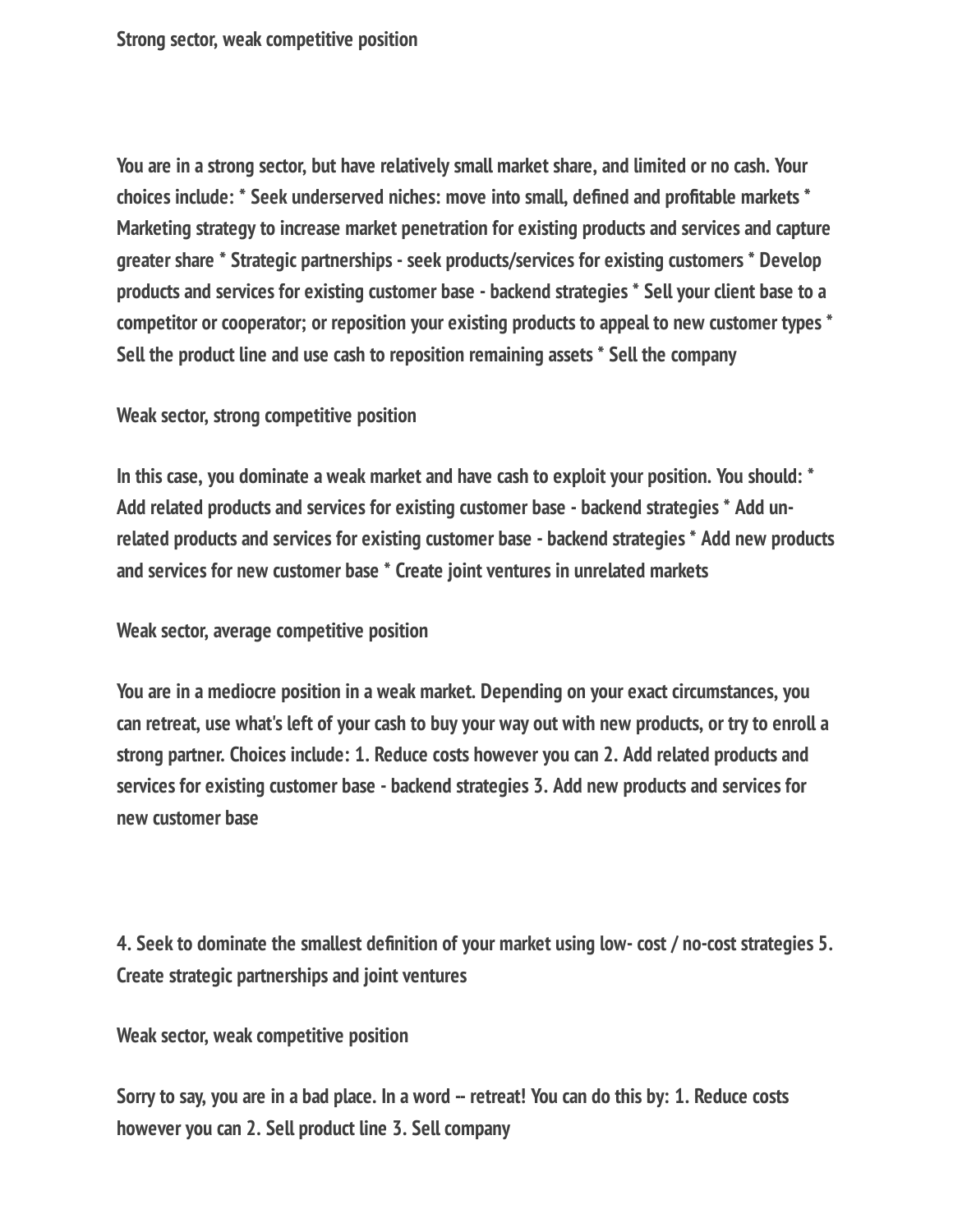**Strong sector, weak competitive position**

**You are in a strong sector, but have relatively small market share, and limited or no cash. Your choices include: * Seek underserved niches: move into small, defined and profitable markets * Marketing strategy to increase market penetration for existing products and services and capture greater share * Strategic partnerships - seek products/services for existing customers * Develop products and services for existing customer base - backend strategies * Sell your client base to a competitor or cooperator; or reposition your existing products to appeal to new customer types * Sell the product line and use cash to reposition remaining assets * Sell the company**

**Weak sector, strong competitive position**

**In this case, you dominate a weak market and have cash to exploit your position. You should: * Add related products and services for existing customer base - backend strategies * Add un-related products and services for existing customer base - backend strategies * Add new products and services for new customer base * Create joint ventures in unrelated markets**

**Weak sector, average competitive position**

**You are in a mediocre position in a weak market. Depending on your exact circumstances, you can retreat, use what's left of your cash to buy your way out with new products, or try to enroll a strong partner. Choices include: 1. Reduce costs however you can 2. Add related products and services for existing customer base - backend strategies 3. Add new products and services for new customer base**

**4. Seek to dominate the smallest definition of your market using low- cost / no-cost strategies 5. Create strategic partnerships and joint ventures**

**Weak sector, weak competitive position**

**Sorry to say, you are in a bad place. In a word -- retreat! You can do this by: 1. Reduce costs however you can 2. Sell product line 3. Sell company**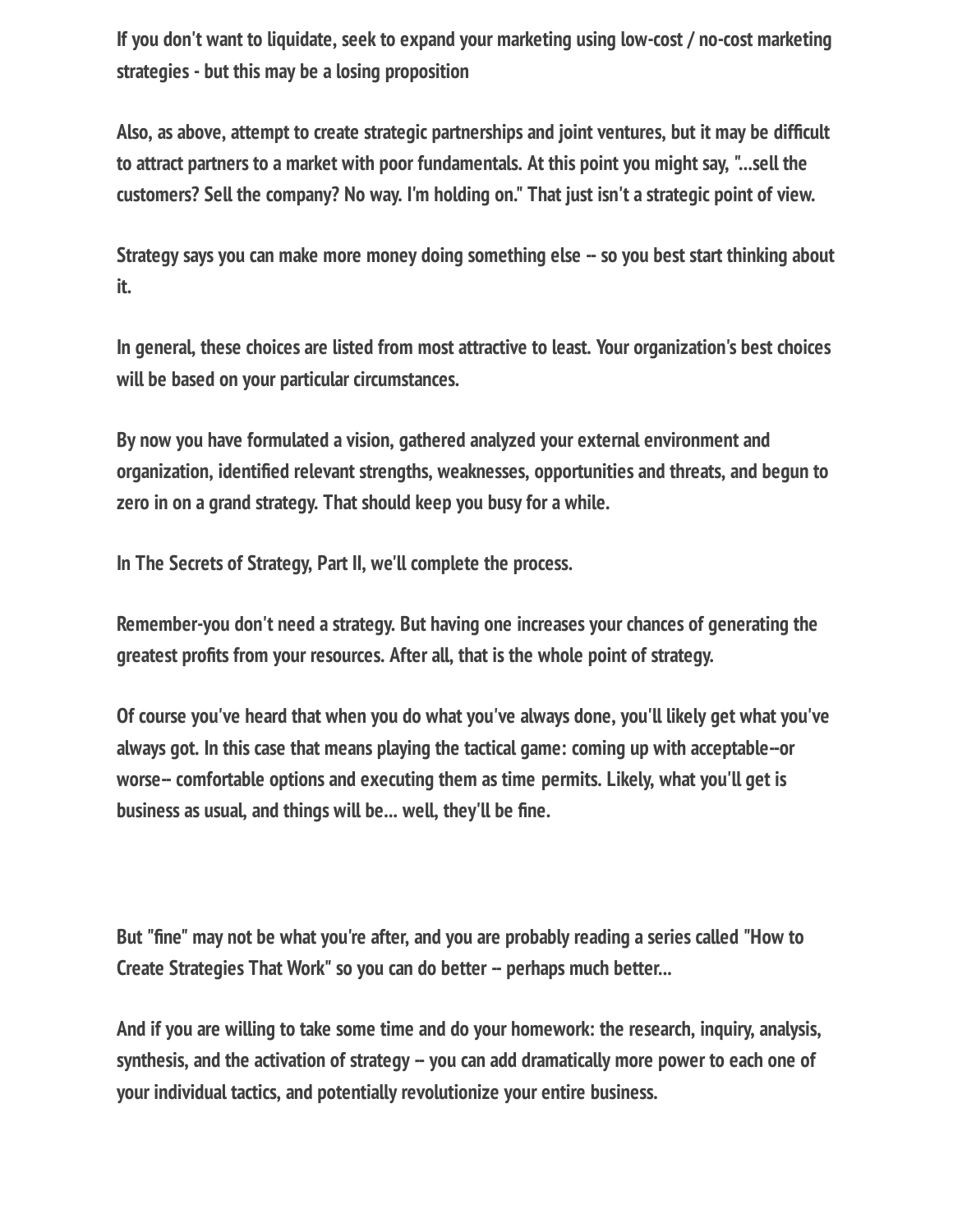If you don't want to liquidate, seek to expand your marketing using low-cost / no-cost marketing strategies - but this may be a losing proposition

Also, as above, attempt to create strategic partnerships and joint ventures, but it may be difficult to attract partners to a market with poor fundamentals. At this point you might say, "...sell the customers? Sell the company? No way. I'm holding on." That just isn't a strategic point of view.

Strategy says you can make more money doing something else -- so you best start thinking about it.

In general, these choices are listed from most attractive to least. Your organization's best choices will be based on your particular circumstances.

By now you have formulated a vision, gathered analyzed your external environment and organization, identified relevant strengths, weaknesses, opportunities and threats, and begun to zero in on a grand strategy. That should keep you busy for a while.

In The Secrets of Strategy, Part II, we'll complete the process.

Remember-you don't need a strategy. But having one increases your chances of generating the greatest profits from your resources. After all, that is the whole point of strategy.

Of course you've heard that when you do what you've always done, you'll likely get what you've always got. In this case that means playing the tactical game: coming up with acceptable--or worse-- comfortable options and executing them as time permits. Likely, what you'll get is business as usual, and things will be... well, they'll be fine.

But "fine" may not be what you're after, and you are probably reading a series called "How to Create Strategies That Work" so you can do better -- perhaps much better...

And if you are willing to take some time and do your homework: the research, inquiry, analysis, synthesis, and the activation of strategy -- you can add dramatically more power to each one of your individual tactics, and potentially revolutionize your entire business.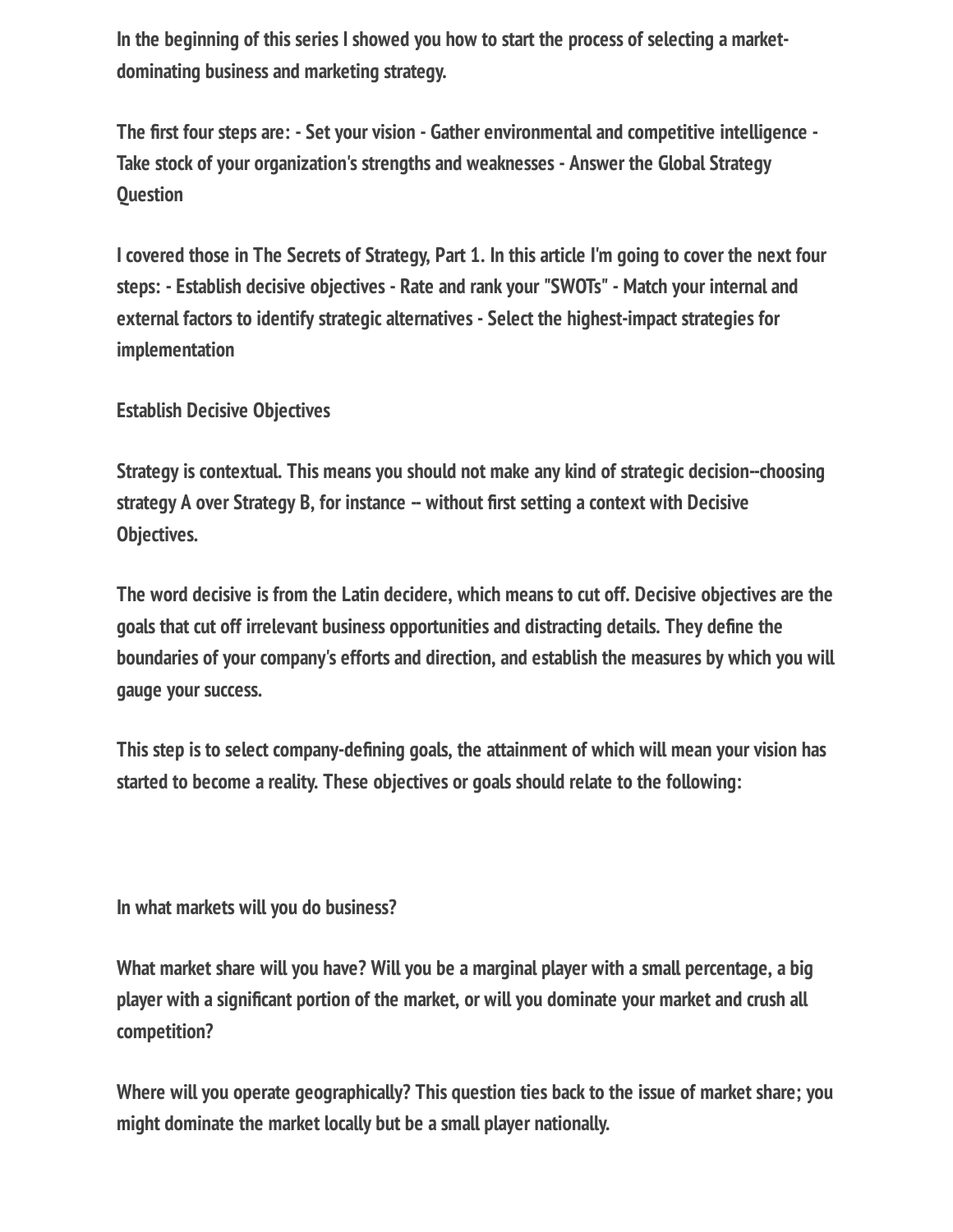In the beginning of this series I showed you how to start the process of selecting a market-dominating business and marketing strategy.

The first four steps are: - Set your vision - Gather environmental and competitive intelligence - Take stock of your organization's strengths and weaknesses - Answer the Global Strategy Question

I covered those in The Secrets of Strategy, Part 1. In this article I'm going to cover the next four steps: - Establish decisive objectives - Rate and rank your "SWOTs" - Match your internal and external factors to identify strategic alternatives - Select the highest-impact strategies for implementation

## Establish Decisive Objectives

Strategy is contextual. This means you should not make any kind of strategic decision--choosing strategy A over Strategy B, for instance -- without first setting a context with Decisive Objectives.

The word decisive is from the Latin decidere, which means to cut off. Decisive objectives are the goals that cut off irrelevant business opportunities and distracting details. They define the boundaries of your company's efforts and direction, and establish the measures by which you will gauge your success.

This step is to select company-defining goals, the attainment of which will mean your vision has started to become a reality. These objectives or goals should relate to the following:

In what markets will you do business?

What market share will you have? Will you be a marginal player with a small percentage, a big player with a significant portion of the market, or will you dominate your market and crush all competition?

Where will you operate geographically? This question ties back to the issue of market share; you might dominate the market locally but be a small player nationally.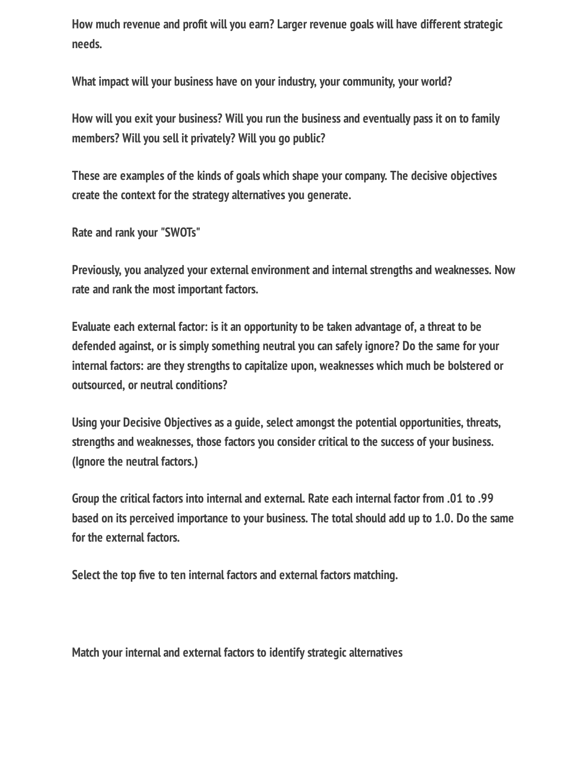How much revenue and profit will you earn? Larger revenue goals will have different strategic needs.

What impact will your business have on your industry, your community, your world?

How will you exit your business? Will you run the business and eventually pass it on to family members? Will you sell it privately? Will you go public?

These are examples of the kinds of goals which shape your company. The decisive objectives create the context for the strategy alternatives you generate.

## Rate and rank your "SWOTs"

Previously, you analyzed your external environment and internal strengths and weaknesses. Now rate and rank the most important factors.

Evaluate each external factor: is it an opportunity to be taken advantage of, a threat to be defended against, or is simply something neutral you can safely ignore? Do the same for your internal factors: are they strengths to capitalize upon, weaknesses which much be bolstered or outsourced, or neutral conditions?

Using your Decisive Objectives as a guide, select amongst the potential opportunities, threats, strengths and weaknesses, those factors you consider critical to the success of your business. (Ignore the neutral factors.)

Group the critical factors into internal and external. Rate each internal factor from .01 to .99 based on its perceived importance to your business. The total should add up to 1.0. Do the same for the external factors.

Select the top five to ten internal factors and external factors matching.

## Match your internal and external factors to identify strategic alternatives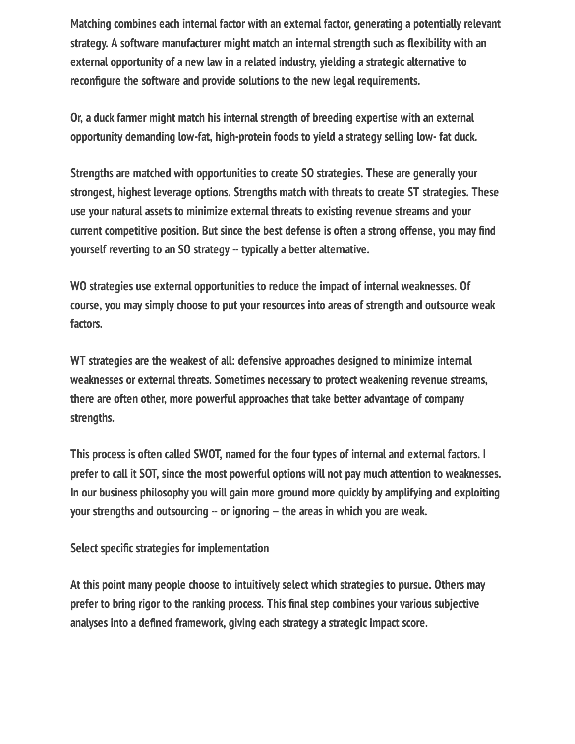Matching combines each internal factor with an external factor, generating a potentially relevant strategy. A software manufacturer might match an internal strength such as flexibility with an external opportunity of a new law in a related industry, yielding a strategic alternative to reconfigure the software and provide solutions to the new legal requirements.

Or, a duck farmer might match his internal strength of breeding expertise with an external opportunity demanding low-fat, high-protein foods to yield a strategy selling low- fat duck.

Strengths are matched with opportunities to create SO strategies. These are generally your strongest, highest leverage options. Strengths match with threats to create ST strategies. These use your natural assets to minimize external threats to existing revenue streams and your current competitive position. But since the best defense is often a strong offense, you may find yourself reverting to an SO strategy -- typically a better alternative.

WO strategies use external opportunities to reduce the impact of internal weaknesses. Of course, you may simply choose to put your resources into areas of strength and outsource weak factors.

WT strategies are the weakest of all: defensive approaches designed to minimize internal weaknesses or external threats. Sometimes necessary to protect weakening revenue streams, there are often other, more powerful approaches that take better advantage of company strengths.

This process is often called SWOT, named for the four types of internal and external factors. I prefer to call it SOT, since the most powerful options will not pay much attention to weaknesses. In our business philosophy you will gain more ground more quickly by amplifying and exploiting your strengths and outsourcing -- or ignoring -- the areas in which you are weak.

Select specific strategies for implementation

At this point many people choose to intuitively select which strategies to pursue. Others may prefer to bring rigor to the ranking process. This final step combines your various subjective analyses into a defined framework, giving each strategy a strategic impact score.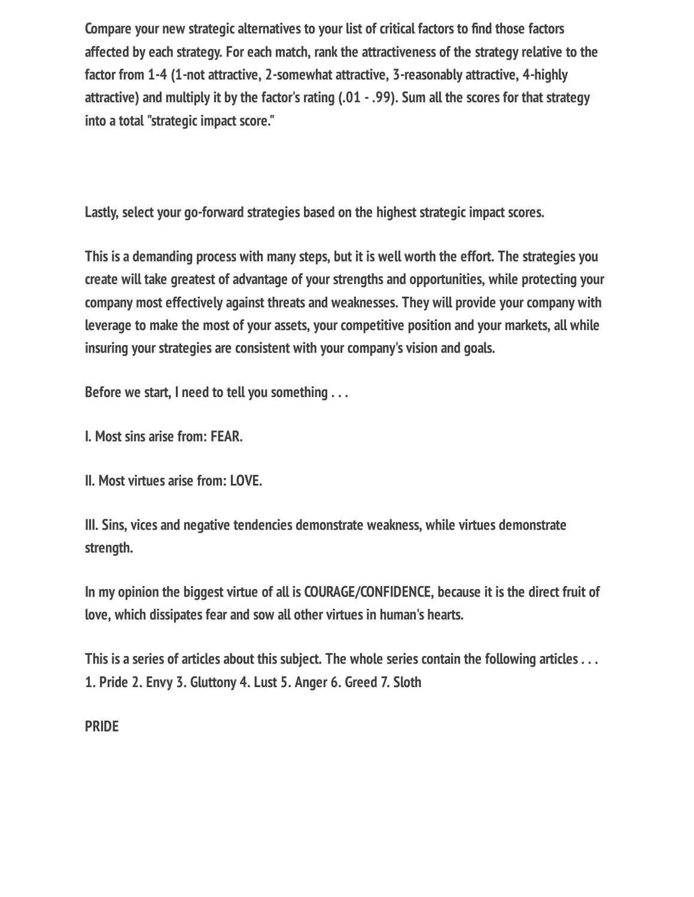Compare your new strategic alternatives to your list of critical factors to find those factors affected by each strategy. For each match, rank the attractiveness of the strategy relative to the factor from 1-4 (1-not attractive, 2-somewhat attractive, 3-reasonably attractive, 4-highly attractive) and multiply it by the factor's rating (.01 - .99). Sum all the scores for that strategy into a total "strategic impact score."

Lastly, select your go-forward strategies based on the highest strategic impact scores.

This is a demanding process with many steps, but it is well worth the effort. The strategies you create will take greatest of advantage of your strengths and opportunities, while protecting your company most effectively against threats and weaknesses. They will provide your company with leverage to make the most of your assets, your competitive position and your markets, all while insuring your strategies are consistent with your company's vision and goals.

Before we start, I need to tell you something . . .

I. Most sins arise from: FEAR.

II. Most virtues arise from: LOVE.

III. Sins, vices and negative tendencies demonstrate weakness, while virtues demonstrate strength.

In my opinion the biggest virtue of all is COURAGE/CONFIDENCE, because it is the direct fruit of love, which dissipates fear and sow all other virtues in human's hearts.

This is a series of articles about this subject. The whole series contain the following articles . . .
1. Pride 2. Envy 3. Gluttony 4. Lust 5. Anger 6. Greed 7. Sloth

## PRIDE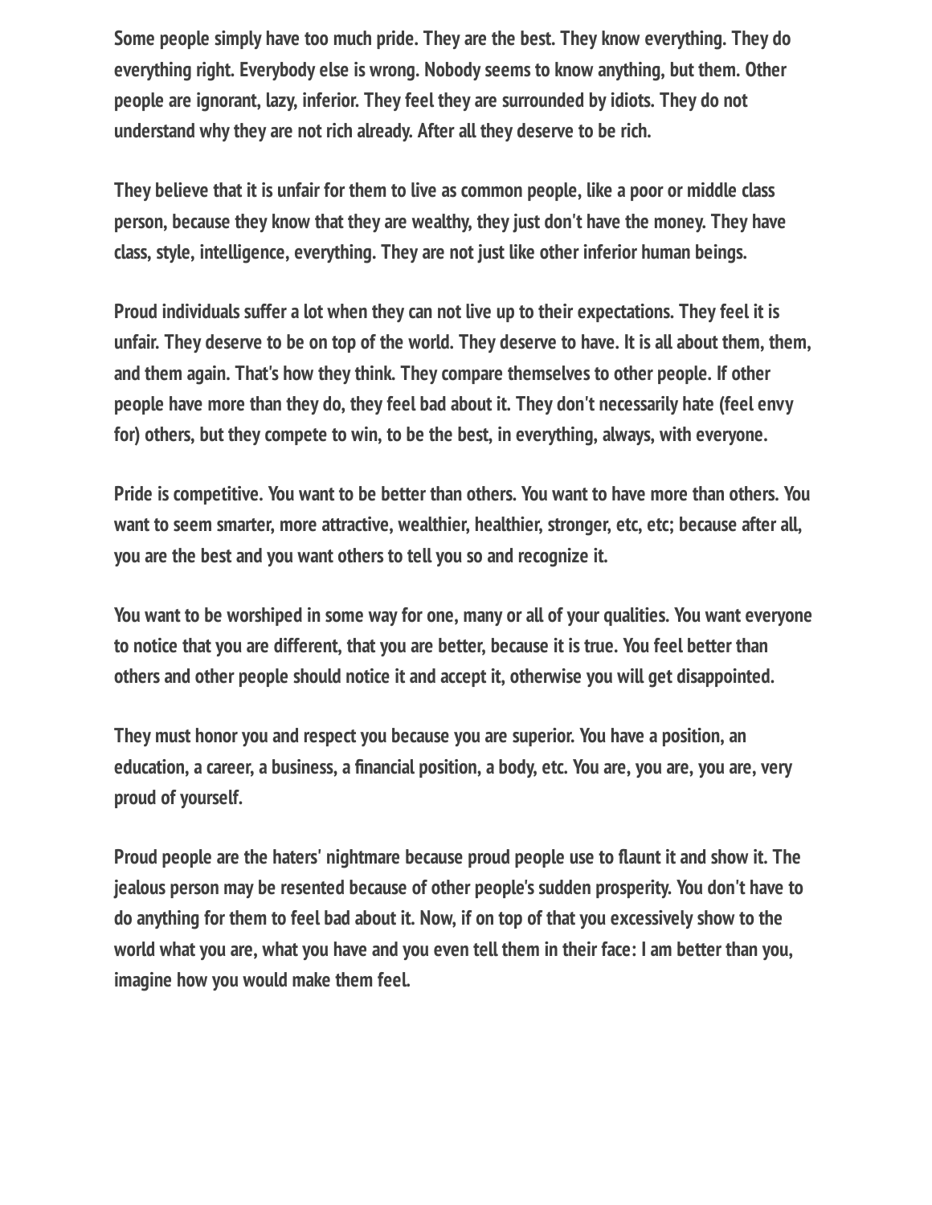Some people simply have too much pride. They are the best. They know everything. They do everything right. Everybody else is wrong. Nobody seems to know anything, but them. Other people are ignorant, lazy, inferior. They feel they are surrounded by idiots. They do not understand why they are not rich already. After all they deserve to be rich.

They believe that it is unfair for them to live as common people, like a poor or middle class person, because they know that they are wealthy, they just don't have the money. They have class, style, intelligence, everything. They are not just like other inferior human beings.

Proud individuals suffer a lot when they can not live up to their expectations. They feel it is unfair. They deserve to be on top of the world. They deserve to have. It is all about them, them, and them again. That's how they think. They compare themselves to other people. If other people have more than they do, they feel bad about it. They don't necessarily hate (feel envy for) others, but they compete to win, to be the best, in everything, always, with everyone.

Pride is competitive. You want to be better than others. You want to have more than others. You want to seem smarter, more attractive, wealthier, healthier, stronger, etc, etc; because after all, you are the best and you want others to tell you so and recognize it.

You want to be worshiped in some way for one, many or all of your qualities. You want everyone to notice that you are different, that you are better, because it is true. You feel better than others and other people should notice it and accept it, otherwise you will get disappointed.

They must honor you and respect you because you are superior. You have a position, an education, a career, a business, a financial position, a body, etc. You are, you are, you are, very proud of yourself.

Proud people are the haters' nightmare because proud people use to flaunt it and show it. The jealous person may be resented because of other people's sudden prosperity. You don't have to do anything for them to feel bad about it. Now, if on top of that you excessively show to the world what you are, what you have and you even tell them in their face: I am better than you, imagine how you would make them feel.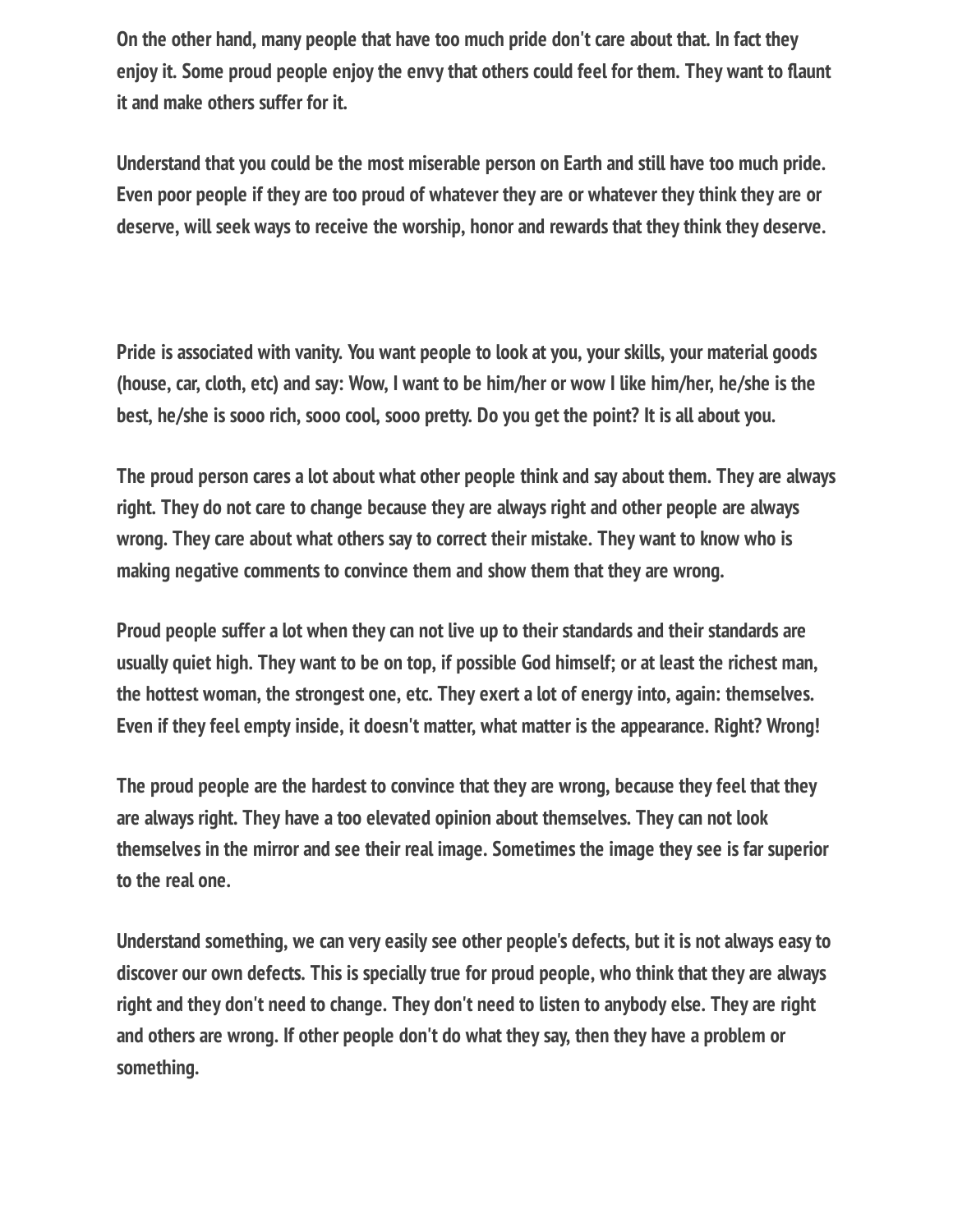On the other hand, many people that have too much pride don't care about that. In fact they enjoy it. Some proud people enjoy the envy that others could feel for them. They want to flaunt it and make others suffer for it.

Understand that you could be the most miserable person on Earth and still have too much pride. Even poor people if they are too proud of whatever they are or whatever they think they are or deserve, will seek ways to receive the worship, honor and rewards that they think they deserve.

Pride is associated with vanity. You want people to look at you, your skills, your material goods (house, car, cloth, etc) and say: Wow, I want to be him/her or wow I like him/her, he/she is the best, he/she is sooo rich, sooo cool, sooo pretty. Do you get the point? It is all about you.

The proud person cares a lot about what other people think and say about them. They are always right. They do not care to change because they are always right and other people are always wrong. They care about what others say to correct their mistake. They want to know who is making negative comments to convince them and show them that they are wrong.

Proud people suffer a lot when they can not live up to their standards and their standards are usually quiet high. They want to be on top, if possible God himself; or at least the richest man, the hottest woman, the strongest one, etc. They exert a lot of energy into, again: themselves. Even if they feel empty inside, it doesn't matter, what matter is the appearance. Right? Wrong!

The proud people are the hardest to convince that they are wrong, because they feel that they are always right. They have a too elevated opinion about themselves. They can not look themselves in the mirror and see their real image. Sometimes the image they see is far superior to the real one.

Understand something, we can very easily see other people's defects, but it is not always easy to discover our own defects. This is specially true for proud people, who think that they are always right and they don't need to change. They don't need to listen to anybody else. They are right and others are wrong. If other people don't do what they say, then they have a problem or something.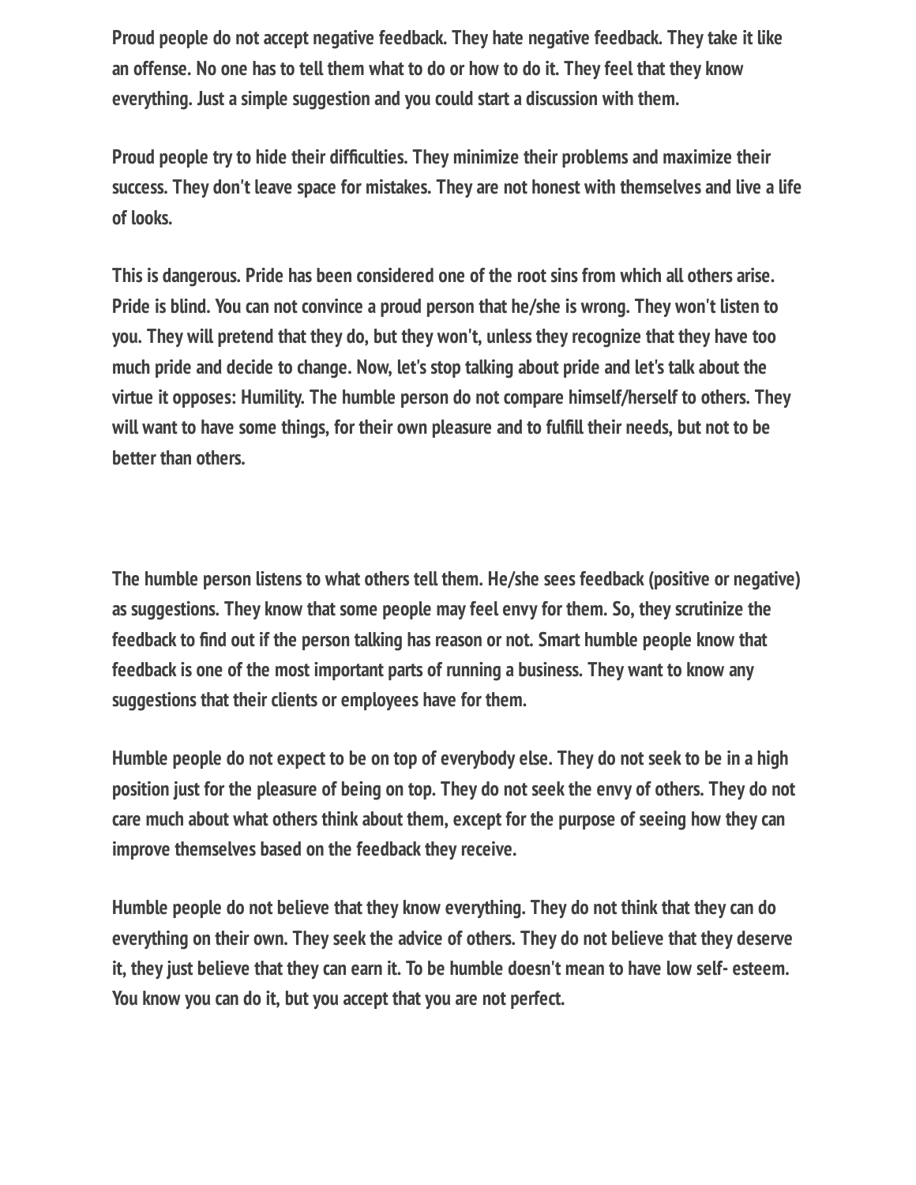**Proud people do not accept negative feedback. They hate negative feedback. They take it like an offense. No one has to tell them what to do or how to do it. They feel that they know everything. Just a simple suggestion and you could start a discussion with them.**

**Proud people try to hide their difficulties. They minimize their problems and maximize their success. They don't leave space for mistakes. They are not honest with themselves and live a life of looks.**

**This is dangerous. Pride has been considered one of the root sins from which all others arise. Pride is blind. You can not convince a proud person that he/she is wrong. They won't listen to you. They will pretend that they do, but they won't, unless they recognize that they have too much pride and decide to change. Now, let's stop talking about pride and let's talk about the virtue it opposes: Humility. The humble person do not compare himself/herself to others. They will want to have some things, for their own pleasure and to fulfill their needs, but not to be better than others.**

**The humble person listens to what others tell them. He/she sees feedback (positive or negative) as suggestions. They know that some people may feel envy for them. So, they scrutinize the feedback to find out if the person talking has reason or not. Smart humble people know that feedback is one of the most important parts of running a business. They want to know any suggestions that their clients or employees have for them.**

**Humble people do not expect to be on top of everybody else. They do not seek to be in a high position just for the pleasure of being on top. They do not seek the envy of others. They do not care much about what others think about them, except for the purpose of seeing how they can improve themselves based on the feedback they receive.**

**Humble people do not believe that they know everything. They do not think that they can do everything on their own. They seek the advice of others. They do not believe that they deserve it, they just believe that they can earn it. To be humble doesn't mean to have low self- esteem. You know you can do it, but you accept that you are not perfect.**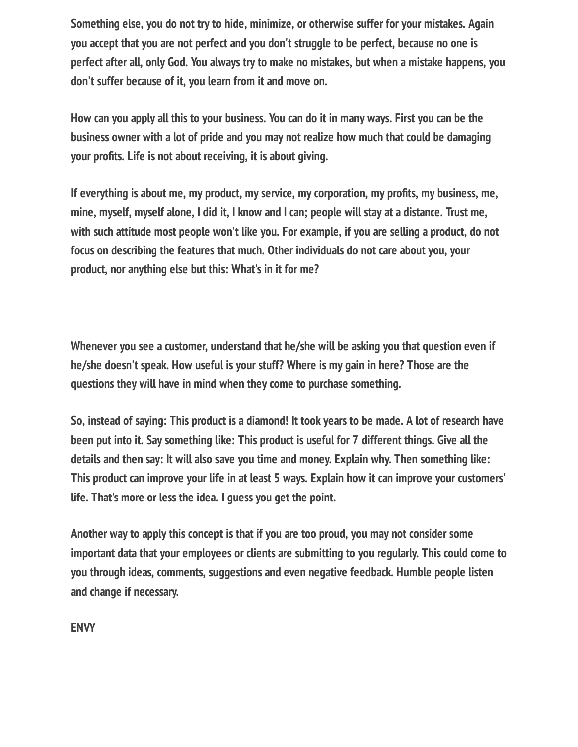Something else, you do not try to hide, minimize, or otherwise suffer for your mistakes. Again you accept that you are not perfect and you don't struggle to be perfect, because no one is perfect after all, only God. You always try to make no mistakes, but when a mistake happens, you don't suffer because of it, you learn from it and move on.

How can you apply all this to your business. You can do it in many ways. First you can be the business owner with a lot of pride and you may not realize how much that could be damaging your profits. Life is not about receiving, it is about giving.

If everything is about me, my product, my service, my corporation, my profits, my business, me, mine, myself, myself alone, I did it, I know and I can; people will stay at a distance. Trust me, with such attitude most people won't like you. For example, if you are selling a product, do not focus on describing the features that much. Other individuals do not care about you, your product, nor anything else but this: What's in it for me?

Whenever you see a customer, understand that he/she will be asking you that question even if he/she doesn't speak. How useful is your stuff? Where is my gain in here? Those are the questions they will have in mind when they come to purchase something.

So, instead of saying: This product is a diamond! It took years to be made. A lot of research have been put into it. Say something like: This product is useful for 7 different things. Give all the details and then say: It will also save you time and money. Explain why. Then something like: This product can improve your life in at least 5 ways. Explain how it can improve your customers' life. That's more or less the idea. I guess you get the point.

Another way to apply this concept is that if you are too proud, you may not consider some important data that your employees or clients are submitting to you regularly. This could come to you through ideas, comments, suggestions and even negative feedback. Humble people listen and change if necessary.

## ENVY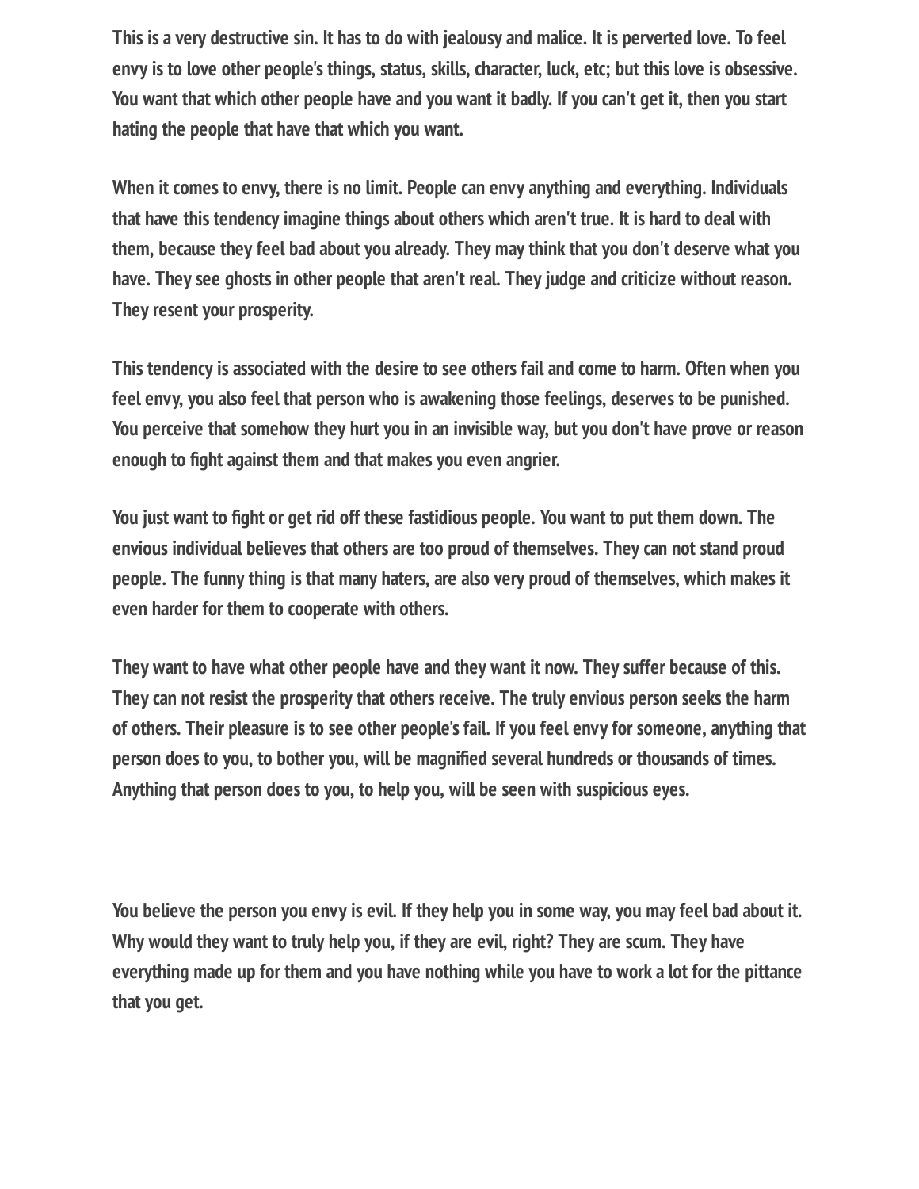This is a very destructive sin. It has to do with jealousy and malice. It is perverted love. To feel envy is to love other people's things, status, skills, character, luck, etc; but this love is obsessive. You want that which other people have and you want it badly. If you can't get it, then you start hating the people that have that which you want.

When it comes to envy, there is no limit. People can envy anything and everything. Individuals that have this tendency imagine things about others which aren't true. It is hard to deal with them, because they feel bad about you already. They may think that you don't deserve what you have. They see ghosts in other people that aren't real. They judge and criticize without reason. They resent your prosperity.

This tendency is associated with the desire to see others fail and come to harm. Often when you feel envy, you also feel that person who is awakening those feelings, deserves to be punished. You perceive that somehow they hurt you in an invisible way, but you don't have prove or reason enough to fight against them and that makes you even angrier.

You just want to fight or get rid off these fastidious people. You want to put them down. The envious individual believes that others are too proud of themselves. They can not stand proud people. The funny thing is that many haters, are also very proud of themselves, which makes it even harder for them to cooperate with others.

They want to have what other people have and they want it now. They suffer because of this. They can not resist the prosperity that others receive. The truly envious person seeks the harm of others. Their pleasure is to see other people's fail. If you feel envy for someone, anything that person does to you, to bother you, will be magnified several hundreds or thousands of times. Anything that person does to you, to help you, will be seen with suspicious eyes.

You believe the person you envy is evil. If they help you in some way, you may feel bad about it. Why would they want to truly help you, if they are evil, right? They are scum. They have everything made up for them and you have nothing while you have to work a lot for the pittance that you get.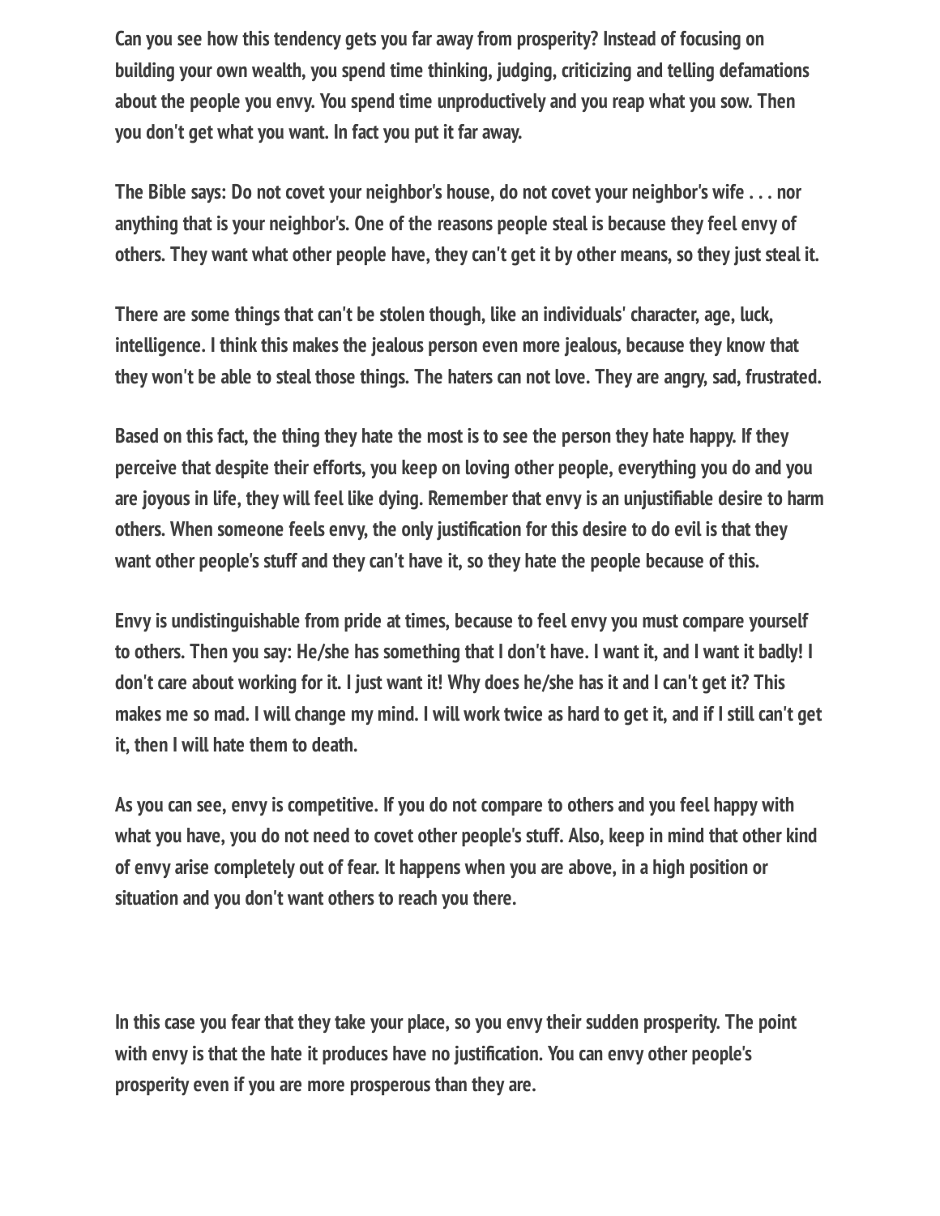Can you see how this tendency gets you far away from prosperity? Instead of focusing on building your own wealth, you spend time thinking, judging, criticizing and telling defamations about the people you envy. You spend time unproductively and you reap what you sow. Then you don't get what you want. In fact you put it far away.

The Bible says: Do not covet your neighbor's house, do not covet your neighbor's wife . . . nor anything that is your neighbor's. One of the reasons people steal is because they feel envy of others. They want what other people have, they can't get it by other means, so they just steal it.

There are some things that can't be stolen though, like an individuals' character, age, luck, intelligence. I think this makes the jealous person even more jealous, because they know that they won't be able to steal those things. The haters can not love. They are angry, sad, frustrated.

Based on this fact, the thing they hate the most is to see the person they hate happy. If they perceive that despite their efforts, you keep on loving other people, everything you do and you are joyous in life, they will feel like dying. Remember that envy is an unjustifiable desire to harm others. When someone feels envy, the only justification for this desire to do evil is that they want other people's stuff and they can't have it, so they hate the people because of this.

Envy is undistinguishable from pride at times, because to feel envy you must compare yourself to others. Then you say: He/she has something that I don't have. I want it, and I want it badly! I don't care about working for it. I just want it! Why does he/she has it and I can't get it? This makes me so mad. I will change my mind. I will work twice as hard to get it, and if I still can't get it, then I will hate them to death.

As you can see, envy is competitive. If you do not compare to others and you feel happy with what you have, you do not need to covet other people's stuff. Also, keep in mind that other kind of envy arise completely out of fear. It happens when you are above, in a high position or situation and you don't want others to reach you there.

In this case you fear that they take your place, so you envy their sudden prosperity. The point with envy is that the hate it produces have no justification. You can envy other people's prosperity even if you are more prosperous than they are.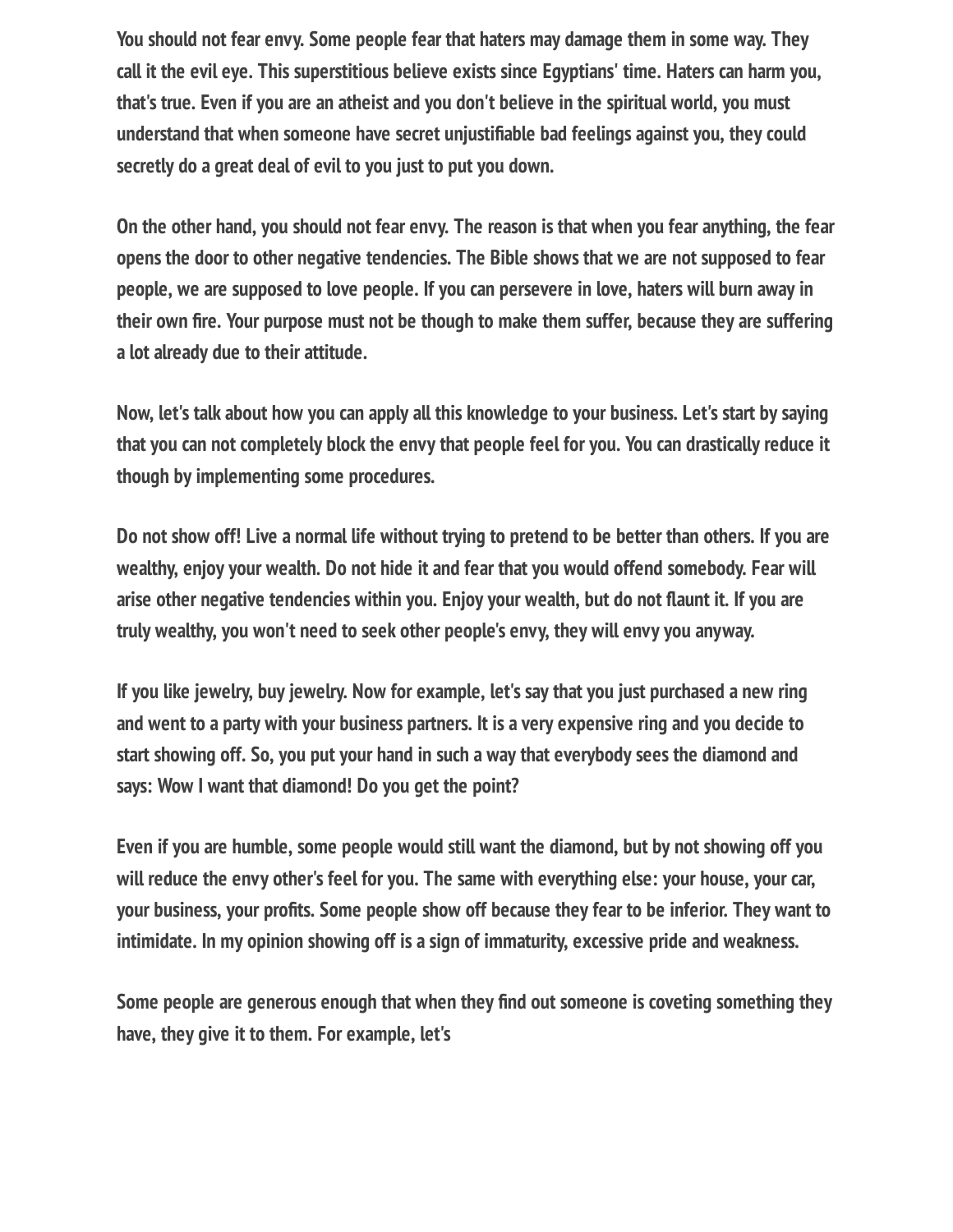You should not fear envy. Some people fear that haters may damage them in some way. They call it the evil eye. This superstitious believe exists since Egyptians' time. Haters can harm you, that's true. Even if you are an atheist and you don't believe in the spiritual world, you must understand that when someone have secret unjustifiable bad feelings against you, they could secretly do a great deal of evil to you just to put you down.

On the other hand, you should not fear envy. The reason is that when you fear anything, the fear opens the door to other negative tendencies. The Bible shows that we are not supposed to fear people, we are supposed to love people. If you can persevere in love, haters will burn away in their own fire. Your purpose must not be though to make them suffer, because they are suffering a lot already due to their attitude.

Now, let's talk about how you can apply all this knowledge to your business. Let's start by saying that you can not completely block the envy that people feel for you. You can drastically reduce it though by implementing some procedures.

Do not show off! Live a normal life without trying to pretend to be better than others. If you are wealthy, enjoy your wealth. Do not hide it and fear that you would offend somebody. Fear will arise other negative tendencies within you. Enjoy your wealth, but do not flaunt it. If you are truly wealthy, you won't need to seek other people's envy, they will envy you anyway.

If you like jewelry, buy jewelry. Now for example, let's say that you just purchased a new ring and went to a party with your business partners. It is a very expensive ring and you decide to start showing off. So, you put your hand in such a way that everybody sees the diamond and says: Wow I want that diamond! Do you get the point?

Even if you are humble, some people would still want the diamond, but by not showing off you will reduce the envy other's feel for you. The same with everything else: your house, your car, your business, your profits. Some people show off because they fear to be inferior. They want to intimidate. In my opinion showing off is a sign of immaturity, excessive pride and weakness.

Some people are generous enough that when they find out someone is coveting something they have, they give it to them. For example, let's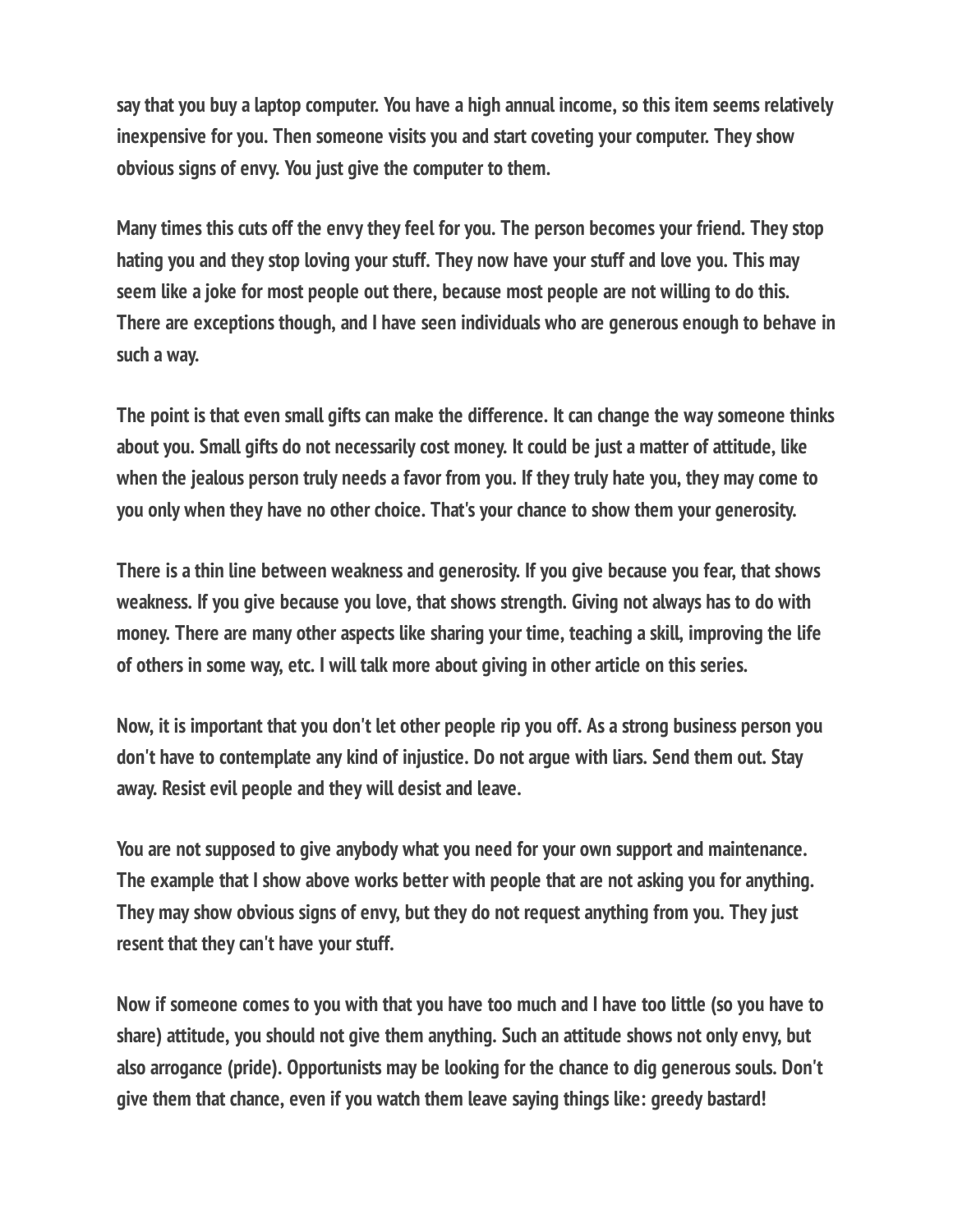say that you buy a laptop computer. You have a high annual income, so this item seems relatively inexpensive for you. Then someone visits you and start coveting your computer. They show obvious signs of envy. You just give the computer to them.

Many times this cuts off the envy they feel for you. The person becomes your friend. They stop hating you and they stop loving your stuff. They now have your stuff and love you. This may seem like a joke for most people out there, because most people are not willing to do this. There are exceptions though, and I have seen individuals who are generous enough to behave in such a way.

The point is that even small gifts can make the difference. It can change the way someone thinks about you. Small gifts do not necessarily cost money. It could be just a matter of attitude, like when the jealous person truly needs a favor from you. If they truly hate you, they may come to you only when they have no other choice. That's your chance to show them your generosity.

There is a thin line between weakness and generosity. If you give because you fear, that shows weakness. If you give because you love, that shows strength. Giving not always has to do with money. There are many other aspects like sharing your time, teaching a skill, improving the life of others in some way, etc. I will talk more about giving in other article on this series.

Now, it is important that you don't let other people rip you off. As a strong business person you don't have to contemplate any kind of injustice. Do not argue with liars. Send them out. Stay away. Resist evil people and they will desist and leave.

You are not supposed to give anybody what you need for your own support and maintenance. The example that I show above works better with people that are not asking you for anything. They may show obvious signs of envy, but they do not request anything from you. They just resent that they can't have your stuff.

Now if someone comes to you with that you have too much and I have too little (so you have to share) attitude, you should not give them anything. Such an attitude shows not only envy, but also arrogance (pride). Opportunists may be looking for the chance to dig generous souls. Don't give them that chance, even if you watch them leave saying things like: greedy bastard!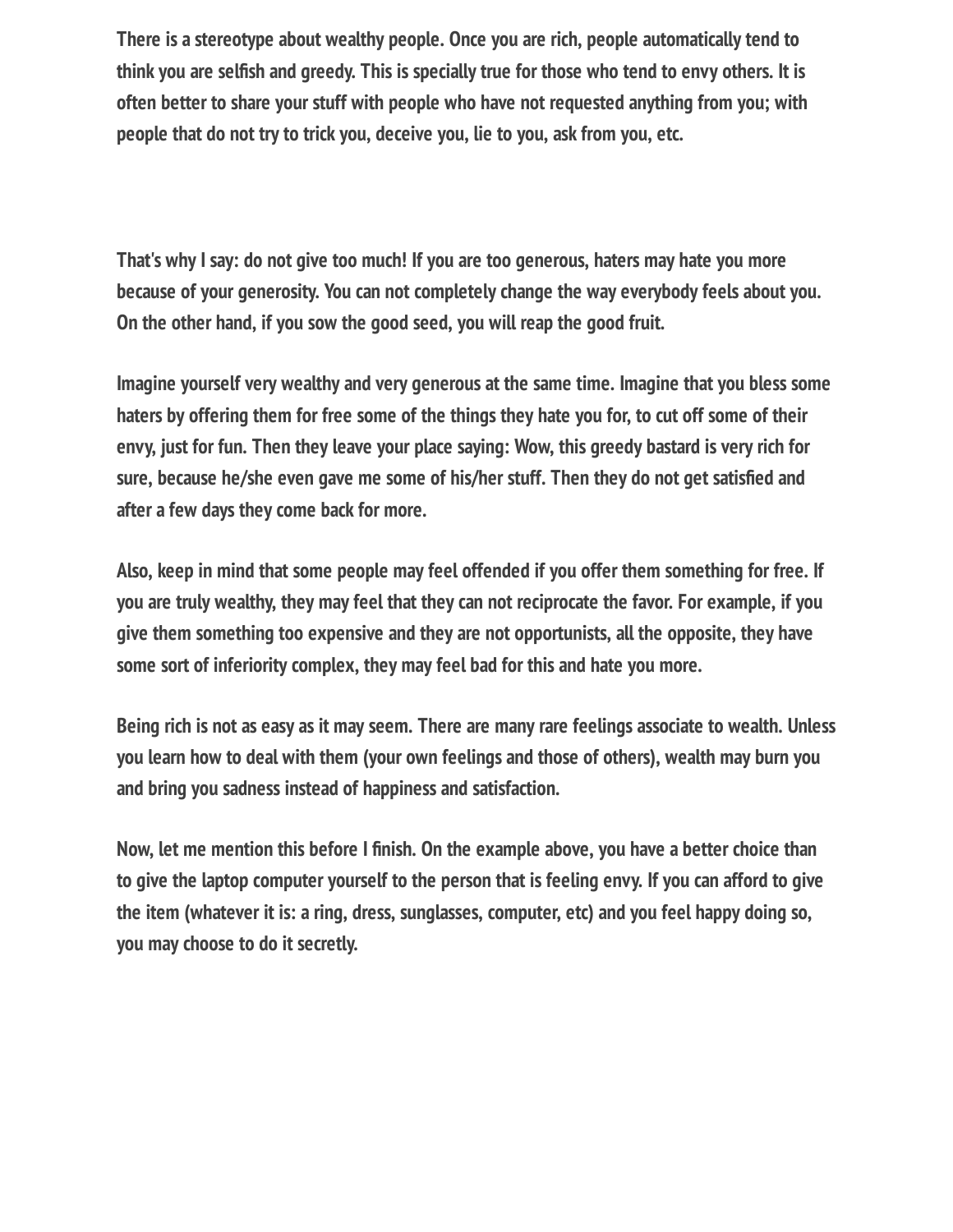There is a stereotype about wealthy people. Once you are rich, people automatically tend to think you are selfish and greedy. This is specially true for those who tend to envy others. It is often better to share your stuff with people who have not requested anything from you; with people that do not try to trick you, deceive you, lie to you, ask from you, etc.

That's why I say: do not give too much! If you are too generous, haters may hate you more because of your generosity. You can not completely change the way everybody feels about you. On the other hand, if you sow the good seed, you will reap the good fruit.

Imagine yourself very wealthy and very generous at the same time. Imagine that you bless some haters by offering them for free some of the things they hate you for, to cut off some of their envy, just for fun. Then they leave your place saying: Wow, this greedy bastard is very rich for sure, because he/she even gave me some of his/her stuff. Then they do not get satisfied and after a few days they come back for more.

Also, keep in mind that some people may feel offended if you offer them something for free. If you are truly wealthy, they may feel that they can not reciprocate the favor. For example, if you give them something too expensive and they are not opportunists, all the opposite, they have some sort of inferiority complex, they may feel bad for this and hate you more.

Being rich is not as easy as it may seem. There are many rare feelings associate to wealth. Unless you learn how to deal with them (your own feelings and those of others), wealth may burn you and bring you sadness instead of happiness and satisfaction.

Now, let me mention this before I finish. On the example above, you have a better choice than to give the laptop computer yourself to the person that is feeling envy. If you can afford to give the item (whatever it is: a ring, dress, sunglasses, computer, etc) and you feel happy doing so, you may choose to do it secretly.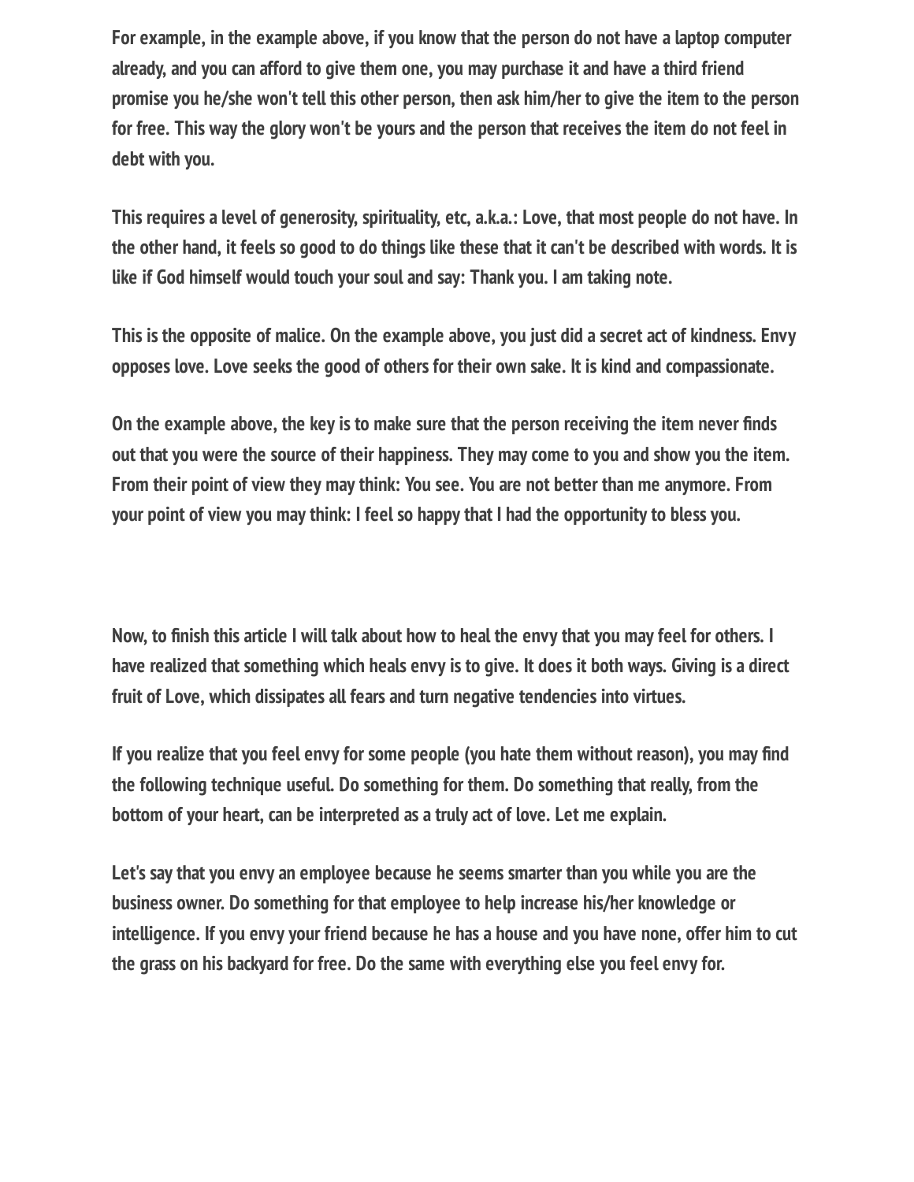**For example, in the example above, if you know that the person do not have a laptop computer already, and you can afford to give them one, you may purchase it and have a third friend promise you he/she won't tell this other person, then ask him/her to give the item to the person for free. This way the glory won't be yours and the person that receives the item do not feel in debt with you.**

**This requires a level of generosity, spirituality, etc, a.k.a.: Love, that most people do not have. In the other hand, it feels so good to do things like these that it can't be described with words. It is like if God himself would touch your soul and say: Thank you. I am taking note.**

**This is the opposite of malice. On the example above, you just did a secret act of kindness. Envy opposes love. Love seeks the good of others for their own sake. It is kind and compassionate.**

**On the example above, the key is to make sure that the person receiving the item never finds out that you were the source of their happiness. They may come to you and show you the item. From their point of view they may think: You see. You are not better than me anymore. From your point of view you may think: I feel so happy that I had the opportunity to bless you.**

**Now, to finish this article I will talk about how to heal the envy that you may feel for others. I have realized that something which heals envy is to give. It does it both ways. Giving is a direct fruit of Love, which dissipates all fears and turn negative tendencies into virtues.**

**If you realize that you feel envy for some people (you hate them without reason), you may find the following technique useful. Do something for them. Do something that really, from the bottom of your heart, can be interpreted as a truly act of love. Let me explain.**

**Let's say that you envy an employee because he seems smarter than you while you are the business owner. Do something for that employee to help increase his/her knowledge or intelligence. If you envy your friend because he has a house and you have none, offer him to cut the grass on his backyard for free. Do the same with everything else you feel envy for.**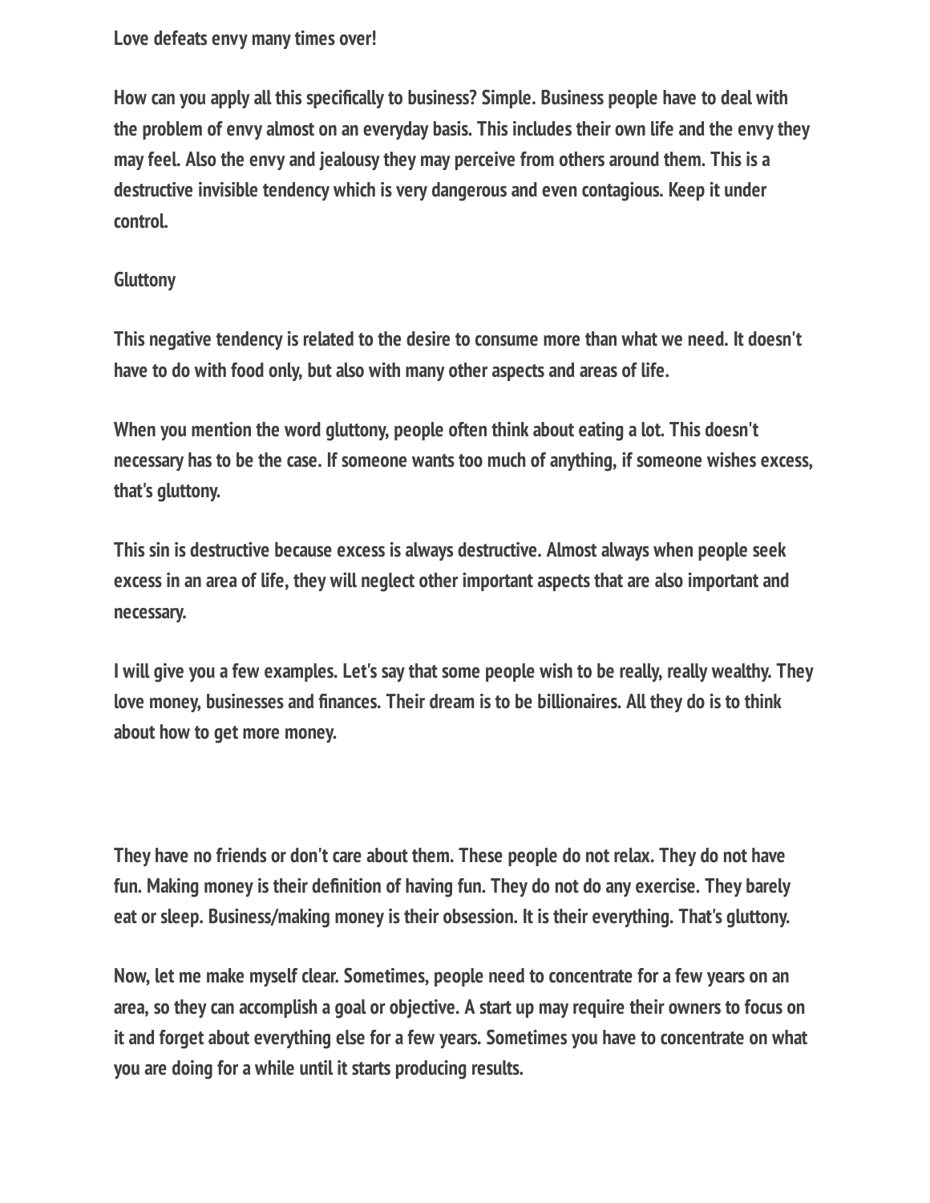Love defeats envy many times over!

How can you apply all this specifically to business? Simple. Business people have to deal with the problem of envy almost on an everyday basis. This includes their own life and the envy they may feel. Also the envy and jealousy they may perceive from others around them. This is a destructive invisible tendency which is very dangerous and even contagious. Keep it under control.

## Gluttony

This negative tendency is related to the desire to consume more than what we need. It doesn't have to do with food only, but also with many other aspects and areas of life.

When you mention the word gluttony, people often think about eating a lot. This doesn't necessary has to be the case. If someone wants too much of anything, if someone wishes excess, that's gluttony.

This sin is destructive because excess is always destructive. Almost always when people seek excess in an area of life, they will neglect other important aspects that are also important and necessary.

I will give you a few examples. Let's say that some people wish to be really, really wealthy. They love money, businesses and finances. Their dream is to be billionaires. All they do is to think about how to get more money.

They have no friends or don't care about them. These people do not relax. They do not have fun. Making money is their definition of having fun. They do not do any exercise. They barely eat or sleep. Business/making money is their obsession. It is their everything. That's gluttony.

Now, let me make myself clear. Sometimes, people need to concentrate for a few years on an area, so they can accomplish a goal or objective. A start up may require their owners to focus on it and forget about everything else for a few years. Sometimes you have to concentrate on what you are doing for a while until it starts producing results.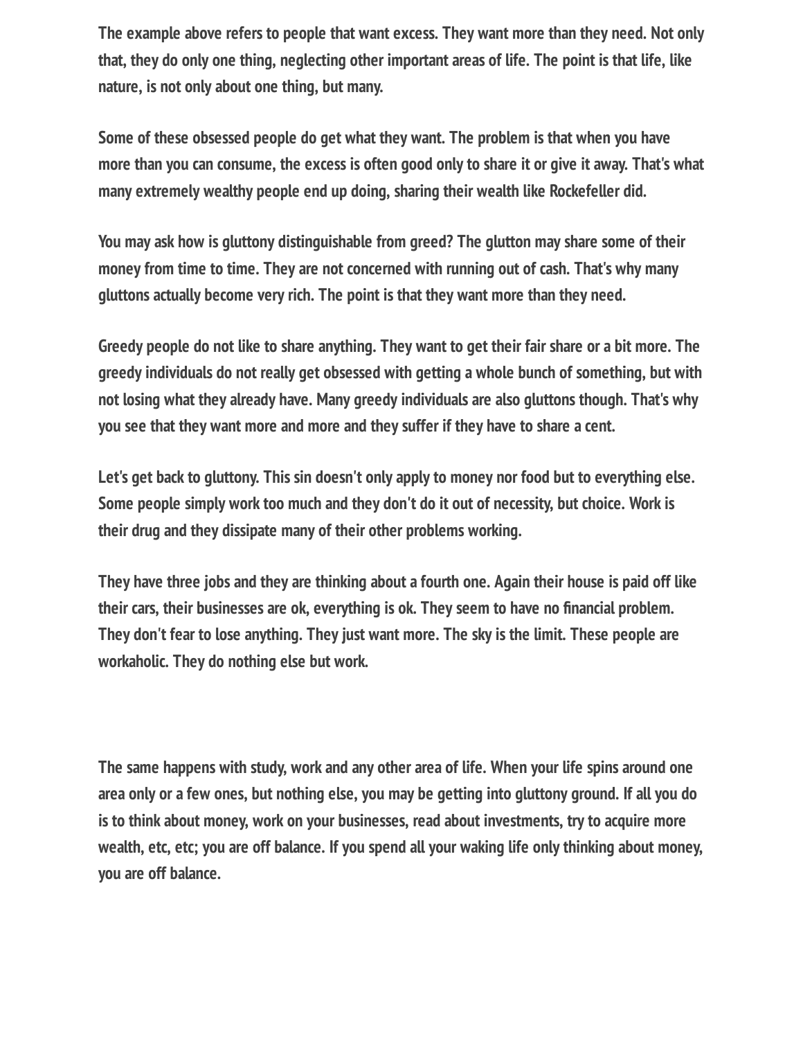The example above refers to people that want excess. They want more than they need. Not only that, they do only one thing, neglecting other important areas of life. The point is that life, like nature, is not only about one thing, but many.

Some of these obsessed people do get what they want. The problem is that when you have more than you can consume, the excess is often good only to share it or give it away. That's what many extremely wealthy people end up doing, sharing their wealth like Rockefeller did.

You may ask how is gluttony distinguishable from greed? The glutton may share some of their money from time to time. They are not concerned with running out of cash. That's why many gluttons actually become very rich. The point is that they want more than they need.

Greedy people do not like to share anything. They want to get their fair share or a bit more. The greedy individuals do not really get obsessed with getting a whole bunch of something, but with not losing what they already have. Many greedy individuals are also gluttons though. That's why you see that they want more and more and they suffer if they have to share a cent.

Let's get back to gluttony. This sin doesn't only apply to money nor food but to everything else. Some people simply work too much and they don't do it out of necessity, but choice. Work is their drug and they dissipate many of their other problems working.

They have three jobs and they are thinking about a fourth one. Again their house is paid off like their cars, their businesses are ok, everything is ok. They seem to have no financial problem. They don't fear to lose anything. They just want more. The sky is the limit. These people are workaholic. They do nothing else but work.

The same happens with study, work and any other area of life. When your life spins around one area only or a few ones, but nothing else, you may be getting into gluttony ground. If all you do is to think about money, work on your businesses, read about investments, try to acquire more wealth, etc, etc; you are off balance. If you spend all your waking life only thinking about money, you are off balance.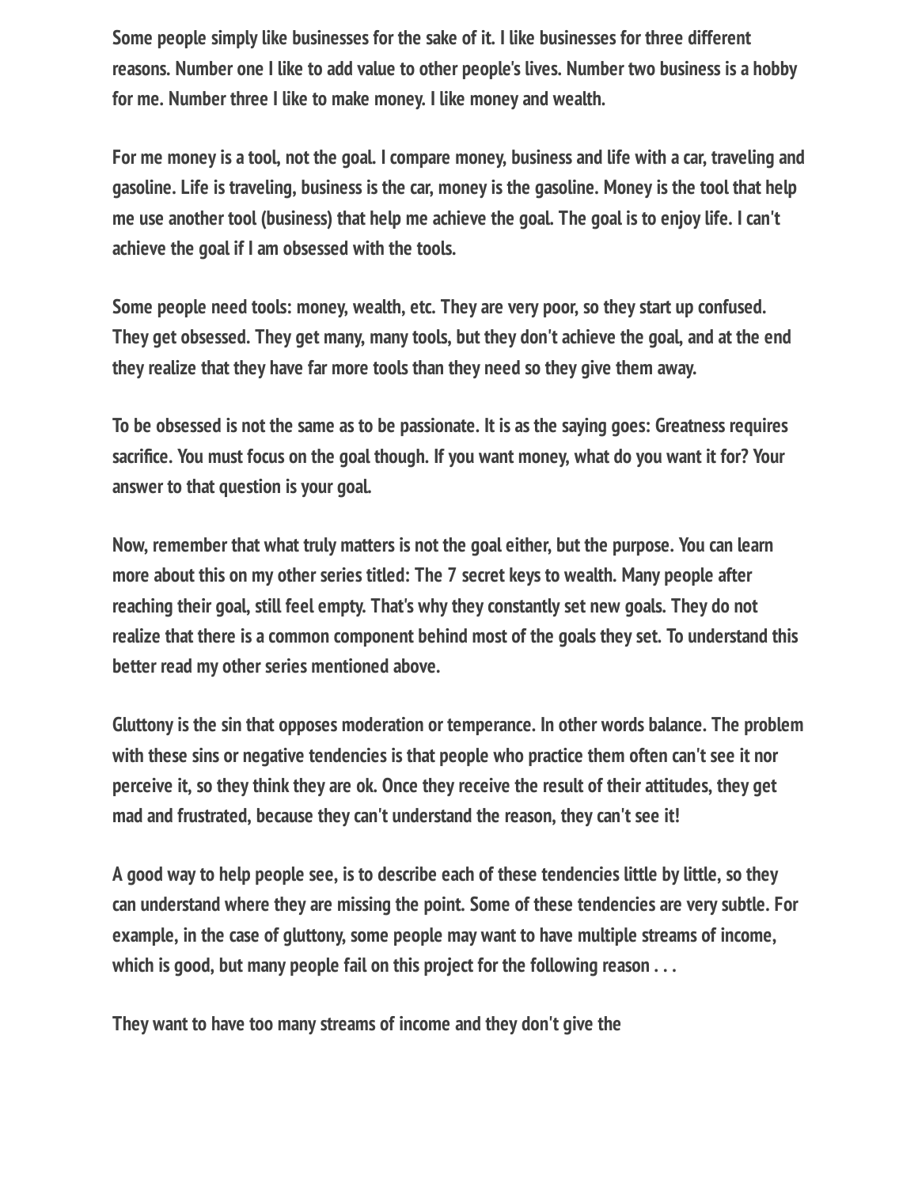Some people simply like businesses for the sake of it. I like businesses for three different reasons. Number one I like to add value to other people's lives. Number two business is a hobby for me. Number three I like to make money. I like money and wealth.

For me money is a tool, not the goal. I compare money, business and life with a car, traveling and gasoline. Life is traveling, business is the car, money is the gasoline. Money is the tool that help me use another tool (business) that help me achieve the goal. The goal is to enjoy life. I can't achieve the goal if I am obsessed with the tools.

Some people need tools: money, wealth, etc. They are very poor, so they start up confused. They get obsessed. They get many, many tools, but they don't achieve the goal, and at the end they realize that they have far more tools than they need so they give them away.

To be obsessed is not the same as to be passionate. It is as the saying goes: Greatness requires sacrifice. You must focus on the goal though. If you want money, what do you want it for? Your answer to that question is your goal.

Now, remember that what truly matters is not the goal either, but the purpose. You can learn more about this on my other series titled: The 7 secret keys to wealth. Many people after reaching their goal, still feel empty. That's why they constantly set new goals. They do not realize that there is a common component behind most of the goals they set. To understand this better read my other series mentioned above.

Gluttony is the sin that opposes moderation or temperance. In other words balance. The problem with these sins or negative tendencies is that people who practice them often can't see it nor perceive it, so they think they are ok. Once they receive the result of their attitudes, they get mad and frustrated, because they can't understand the reason, they can't see it!

A good way to help people see, is to describe each of these tendencies little by little, so they can understand where they are missing the point. Some of these tendencies are very subtle. For example, in the case of gluttony, some people may want to have multiple streams of income, which is good, but many people fail on this project for the following reason . . .

They want to have too many streams of income and they don't give the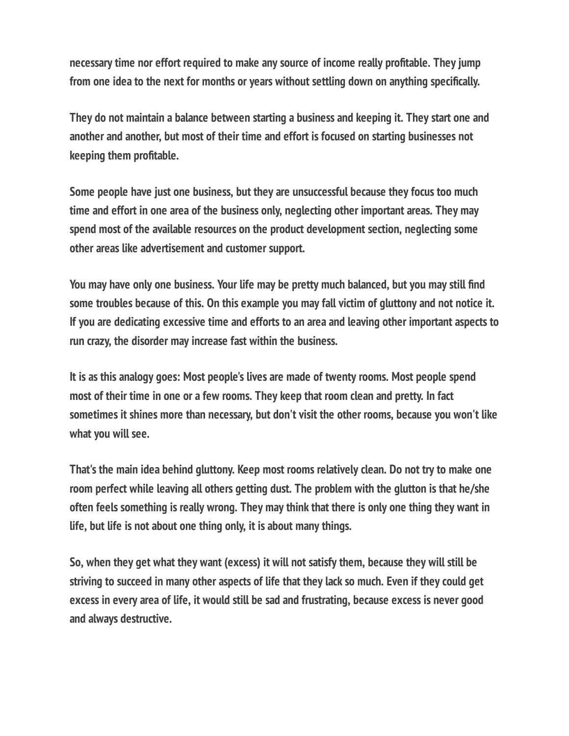necessary time nor effort required to make any source of income really profitable. They jump from one idea to the next for months or years without settling down on anything specifically.

They do not maintain a balance between starting a business and keeping it. They start one and another and another, but most of their time and effort is focused on starting businesses not keeping them profitable.

Some people have just one business, but they are unsuccessful because they focus too much time and effort in one area of the business only, neglecting other important areas. They may spend most of the available resources on the product development section, neglecting some other areas like advertisement and customer support.

You may have only one business. Your life may be pretty much balanced, but you may still find some troubles because of this. On this example you may fall victim of gluttony and not notice it. If you are dedicating excessive time and efforts to an area and leaving other important aspects to run crazy, the disorder may increase fast within the business.

It is as this analogy goes: Most people's lives are made of twenty rooms. Most people spend most of their time in one or a few rooms. They keep that room clean and pretty. In fact sometimes it shines more than necessary, but don't visit the other rooms, because you won't like what you will see.

That's the main idea behind gluttony. Keep most rooms relatively clean. Do not try to make one room perfect while leaving all others getting dust. The problem with the glutton is that he/she often feels something is really wrong. They may think that there is only one thing they want in life, but life is not about one thing only, it is about many things.

So, when they get what they want (excess) it will not satisfy them, because they will still be striving to succeed in many other aspects of life that they lack so much. Even if they could get excess in every area of life, it would still be sad and frustrating, because excess is never good and always destructive.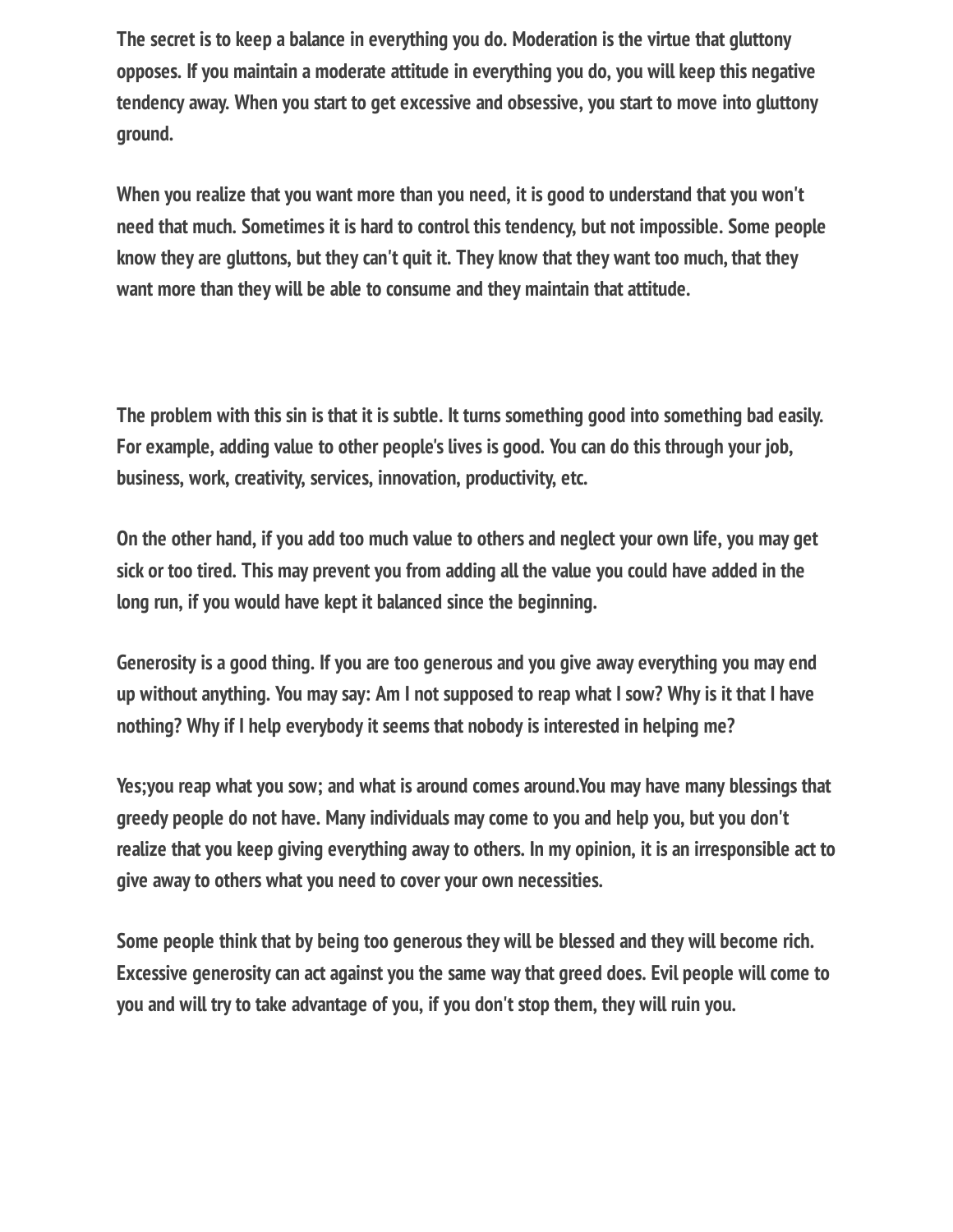The secret is to keep a balance in everything you do. Moderation is the virtue that gluttony opposes. If you maintain a moderate attitude in everything you do, you will keep this negative tendency away. When you start to get excessive and obsessive, you start to move into gluttony ground.

When you realize that you want more than you need, it is good to understand that you won't need that much. Sometimes it is hard to control this tendency, but not impossible. Some people know they are gluttons, but they can't quit it. They know that they want too much, that they want more than they will be able to consume and they maintain that attitude.

The problem with this sin is that it is subtle. It turns something good into something bad easily. For example, adding value to other people's lives is good. You can do this through your job, business, work, creativity, services, innovation, productivity, etc.

On the other hand, if you add too much value to others and neglect your own life, you may get sick or too tired. This may prevent you from adding all the value you could have added in the long run, if you would have kept it balanced since the beginning.

Generosity is a good thing. If you are too generous and you give away everything you may end up without anything. You may say: Am I not supposed to reap what I sow? Why is it that I have nothing? Why if I help everybody it seems that nobody is interested in helping me?

Yes;you reap what you sow; and what is around comes around.You may have many blessings that greedy people do not have. Many individuals may come to you and help you, but you don't realize that you keep giving everything away to others. In my opinion, it is an irresponsible act to give away to others what you need to cover your own necessities.

Some people think that by being too generous they will be blessed and they will become rich. Excessive generosity can act against you the same way that greed does. Evil people will come to you and will try to take advantage of you, if you don't stop them, they will ruin you.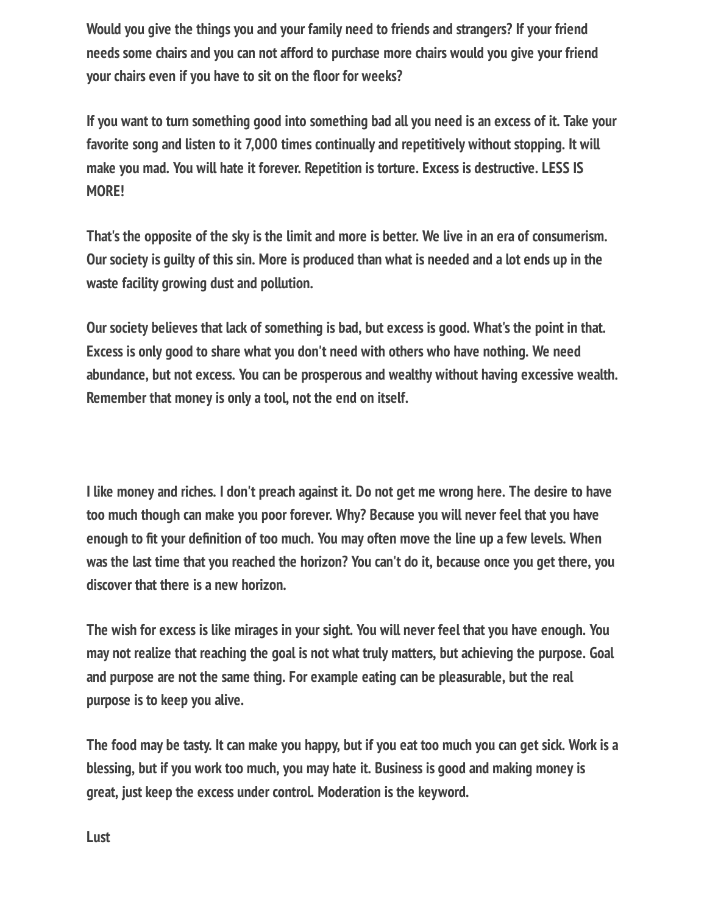Would you give the things you and your family need to friends and strangers? If your friend needs some chairs and you can not afford to purchase more chairs would you give your friend your chairs even if you have to sit on the floor for weeks?

If you want to turn something good into something bad all you need is an excess of it. Take your favorite song and listen to it 7,000 times continually and repetitively without stopping. It will make you mad. You will hate it forever. Repetition is torture. Excess is destructive. LESS IS MORE!

That's the opposite of the sky is the limit and more is better. We live in an era of consumerism. Our society is guilty of this sin. More is produced than what is needed and a lot ends up in the waste facility growing dust and pollution.

Our society believes that lack of something is bad, but excess is good. What's the point in that. Excess is only good to share what you don't need with others who have nothing. We need abundance, but not excess. You can be prosperous and wealthy without having excessive wealth. Remember that money is only a tool, not the end on itself.

I like money and riches. I don't preach against it. Do not get me wrong here. The desire to have too much though can make you poor forever. Why? Because you will never feel that you have enough to fit your definition of too much. You may often move the line up a few levels. When was the last time that you reached the horizon? You can't do it, because once you get there, you discover that there is a new horizon.

The wish for excess is like mirages in your sight. You will never feel that you have enough. You may not realize that reaching the goal is not what truly matters, but achieving the purpose. Goal and purpose are not the same thing. For example eating can be pleasurable, but the real purpose is to keep you alive.

The food may be tasty. It can make you happy, but if you eat too much you can get sick. Work is a blessing, but if you work too much, you may hate it. Business is good and making money is great, just keep the excess under control. Moderation is the keyword.

Lust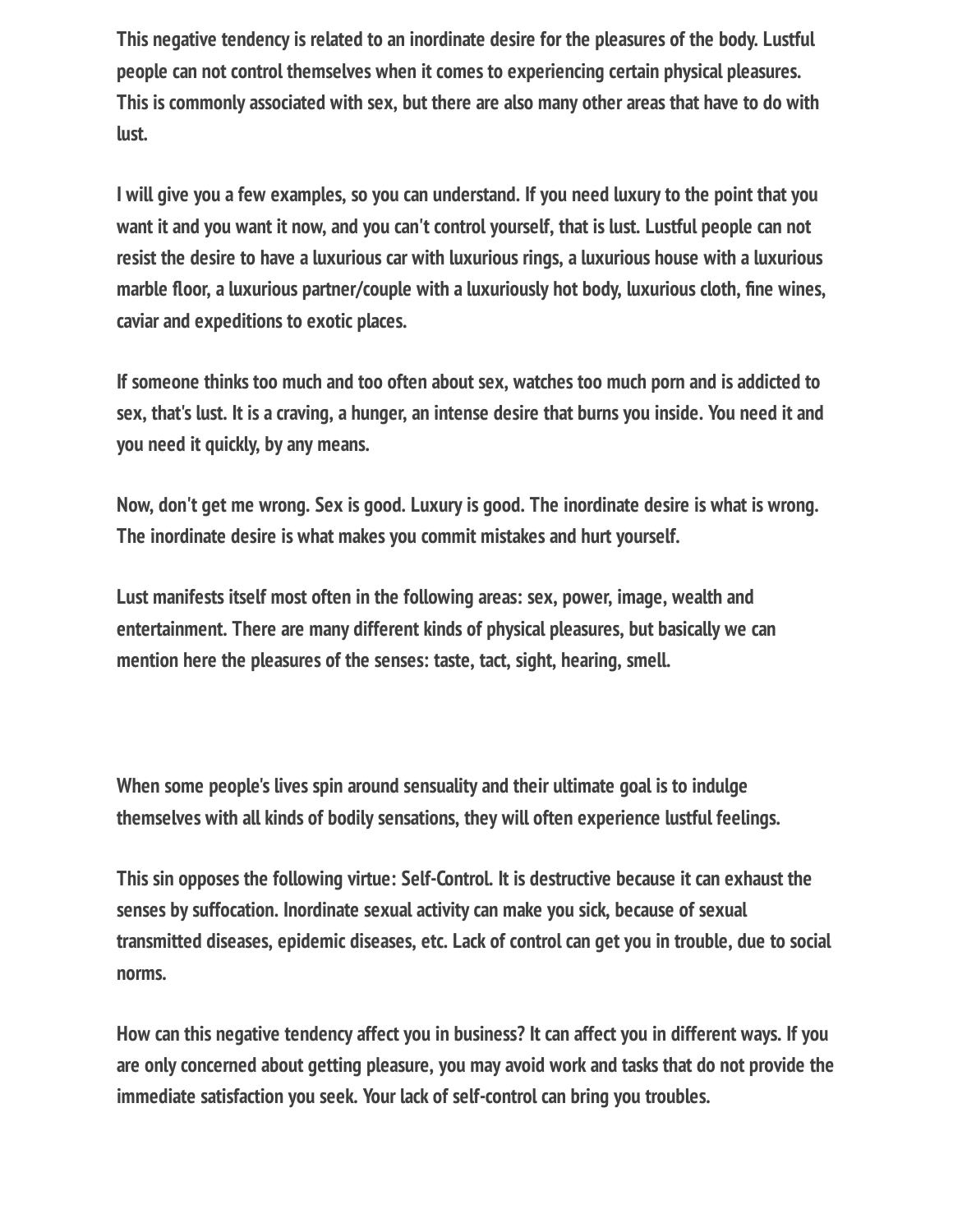This negative tendency is related to an inordinate desire for the pleasures of the body. Lustful people can not control themselves when it comes to experiencing certain physical pleasures. This is commonly associated with sex, but there are also many other areas that have to do with lust.

I will give you a few examples, so you can understand. If you need luxury to the point that you want it and you want it now, and you can't control yourself, that is lust. Lustful people can not resist the desire to have a luxurious car with luxurious rings, a luxurious house with a luxurious marble floor, a luxurious partner/couple with a luxuriously hot body, luxurious cloth, fine wines, caviar and expeditions to exotic places.

If someone thinks too much and too often about sex, watches too much porn and is addicted to sex, that's lust. It is a craving, a hunger, an intense desire that burns you inside. You need it and you need it quickly, by any means.

Now, don't get me wrong. Sex is good. Luxury is good. The inordinate desire is what is wrong. The inordinate desire is what makes you commit mistakes and hurt yourself.

Lust manifests itself most often in the following areas: sex, power, image, wealth and entertainment. There are many different kinds of physical pleasures, but basically we can mention here the pleasures of the senses: taste, tact, sight, hearing, smell.

When some people's lives spin around sensuality and their ultimate goal is to indulge themselves with all kinds of bodily sensations, they will often experience lustful feelings.

This sin opposes the following virtue: Self-Control. It is destructive because it can exhaust the senses by suffocation. Inordinate sexual activity can make you sick, because of sexual transmitted diseases, epidemic diseases, etc. Lack of control can get you in trouble, due to social norms.

How can this negative tendency affect you in business? It can affect you in different ways. If you are only concerned about getting pleasure, you may avoid work and tasks that do not provide the immediate satisfaction you seek. Your lack of self-control can bring you troubles.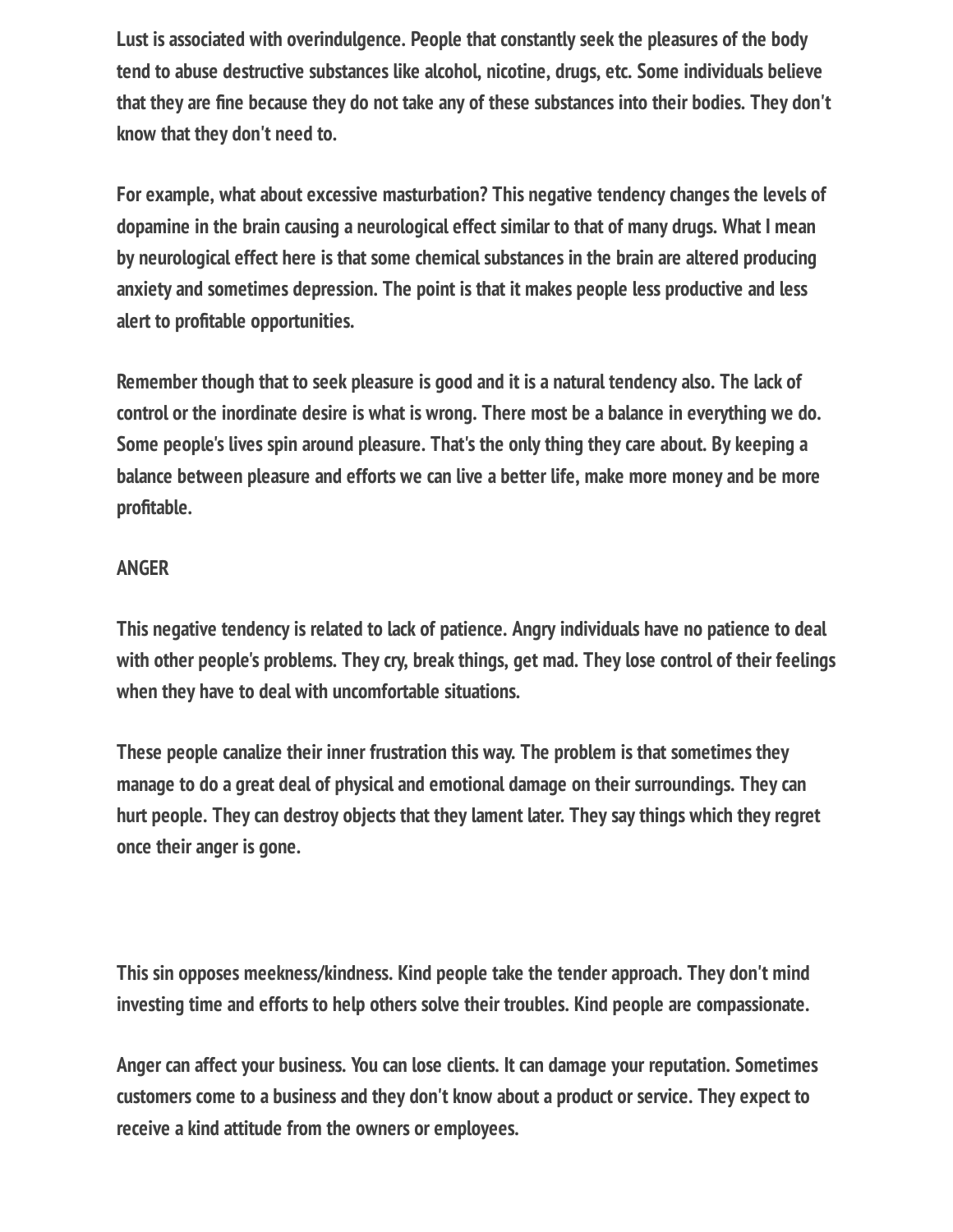Lust is associated with overindulgence. People that constantly seek the pleasures of the body tend to abuse destructive substances like alcohol, nicotine, drugs, etc. Some individuals believe that they are fine because they do not take any of these substances into their bodies. They don't know that they don't need to.

For example, what about excessive masturbation? This negative tendency changes the levels of dopamine in the brain causing a neurological effect similar to that of many drugs. What I mean by neurological effect here is that some chemical substances in the brain are altered producing anxiety and sometimes depression. The point is that it makes people less productive and less alert to profitable opportunities.

Remember though that to seek pleasure is good and it is a natural tendency also. The lack of control or the inordinate desire is what is wrong. There most be a balance in everything we do. Some people's lives spin around pleasure. That's the only thing they care about. By keeping a balance between pleasure and efforts we can live a better life, make more money and be more profitable.

## ANGER

This negative tendency is related to lack of patience. Angry individuals have no patience to deal with other people's problems. They cry, break things, get mad. They lose control of their feelings when they have to deal with uncomfortable situations.

These people canalize their inner frustration this way. The problem is that sometimes they manage to do a great deal of physical and emotional damage on their surroundings. They can hurt people. They can destroy objects that they lament later. They say things which they regret once their anger is gone.

This sin opposes meekness/kindness. Kind people take the tender approach. They don't mind investing time and efforts to help others solve their troubles. Kind people are compassionate.

Anger can affect your business. You can lose clients. It can damage your reputation. Sometimes customers come to a business and they don't know about a product or service. They expect to receive a kind attitude from the owners or employees.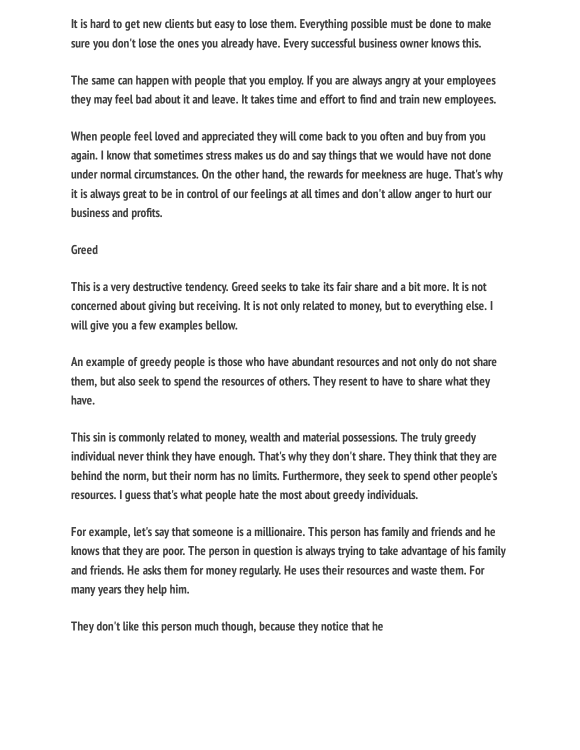It is hard to get new clients but easy to lose them. Everything possible must be done to make sure you don't lose the ones you already have. Every successful business owner knows this.

The same can happen with people that you employ. If you are always angry at your employees they may feel bad about it and leave. It takes time and effort to find and train new employees.

When people feel loved and appreciated they will come back to you often and buy from you again. I know that sometimes stress makes us do and say things that we would have not done under normal circumstances. On the other hand, the rewards for meekness are huge. That's why it is always great to be in control of our feelings at all times and don't allow anger to hurt our business and profits.

## Greed

This is a very destructive tendency. Greed seeks to take its fair share and a bit more. It is not concerned about giving but receiving. It is not only related to money, but to everything else. I will give you a few examples bellow.

An example of greedy people is those who have abundant resources and not only do not share them, but also seek to spend the resources of others. They resent to have to share what they have.

This sin is commonly related to money, wealth and material possessions. The truly greedy individual never think they have enough. That's why they don't share. They think that they are behind the norm, but their norm has no limits. Furthermore, they seek to spend other people's resources. I guess that's what people hate the most about greedy individuals.

For example, let's say that someone is a millionaire. This person has family and friends and he knows that they are poor. The person in question is always trying to take advantage of his family and friends. He asks them for money regularly. He uses their resources and waste them. For many years they help him.

They don't like this person much though, because they notice that he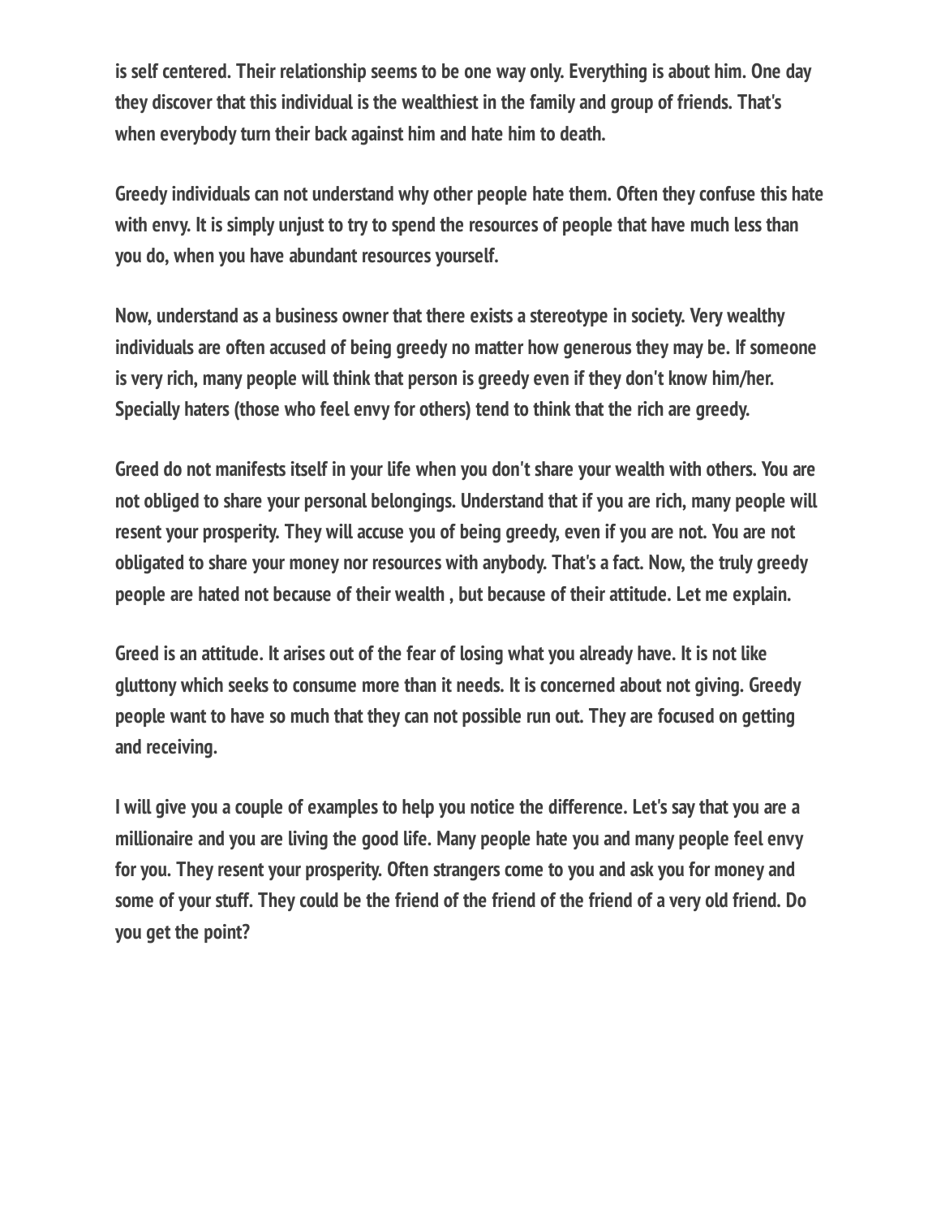is self centered. Their relationship seems to be one way only. Everything is about him. One day they discover that this individual is the wealthiest in the family and group of friends. That's when everybody turn their back against him and hate him to death.

Greedy individuals can not understand why other people hate them. Often they confuse this hate with envy. It is simply unjust to try to spend the resources of people that have much less than you do, when you have abundant resources yourself.

Now, understand as a business owner that there exists a stereotype in society. Very wealthy individuals are often accused of being greedy no matter how generous they may be. If someone is very rich, many people will think that person is greedy even if they don't know him/her. Specially haters (those who feel envy for others) tend to think that the rich are greedy.

Greed do not manifests itself in your life when you don't share your wealth with others. You are not obliged to share your personal belongings. Understand that if you are rich, many people will resent your prosperity. They will accuse you of being greedy, even if you are not. You are not obligated to share your money nor resources with anybody. That's a fact. Now, the truly greedy people are hated not because of their wealth , but because of their attitude. Let me explain.

Greed is an attitude. It arises out of the fear of losing what you already have. It is not like gluttony which seeks to consume more than it needs. It is concerned about not giving. Greedy people want to have so much that they can not possible run out. They are focused on getting and receiving.

I will give you a couple of examples to help you notice the difference. Let's say that you are a millionaire and you are living the good life. Many people hate you and many people feel envy for you. They resent your prosperity. Often strangers come to you and ask you for money and some of your stuff. They could be the friend of the friend of the friend of a very old friend. Do you get the point?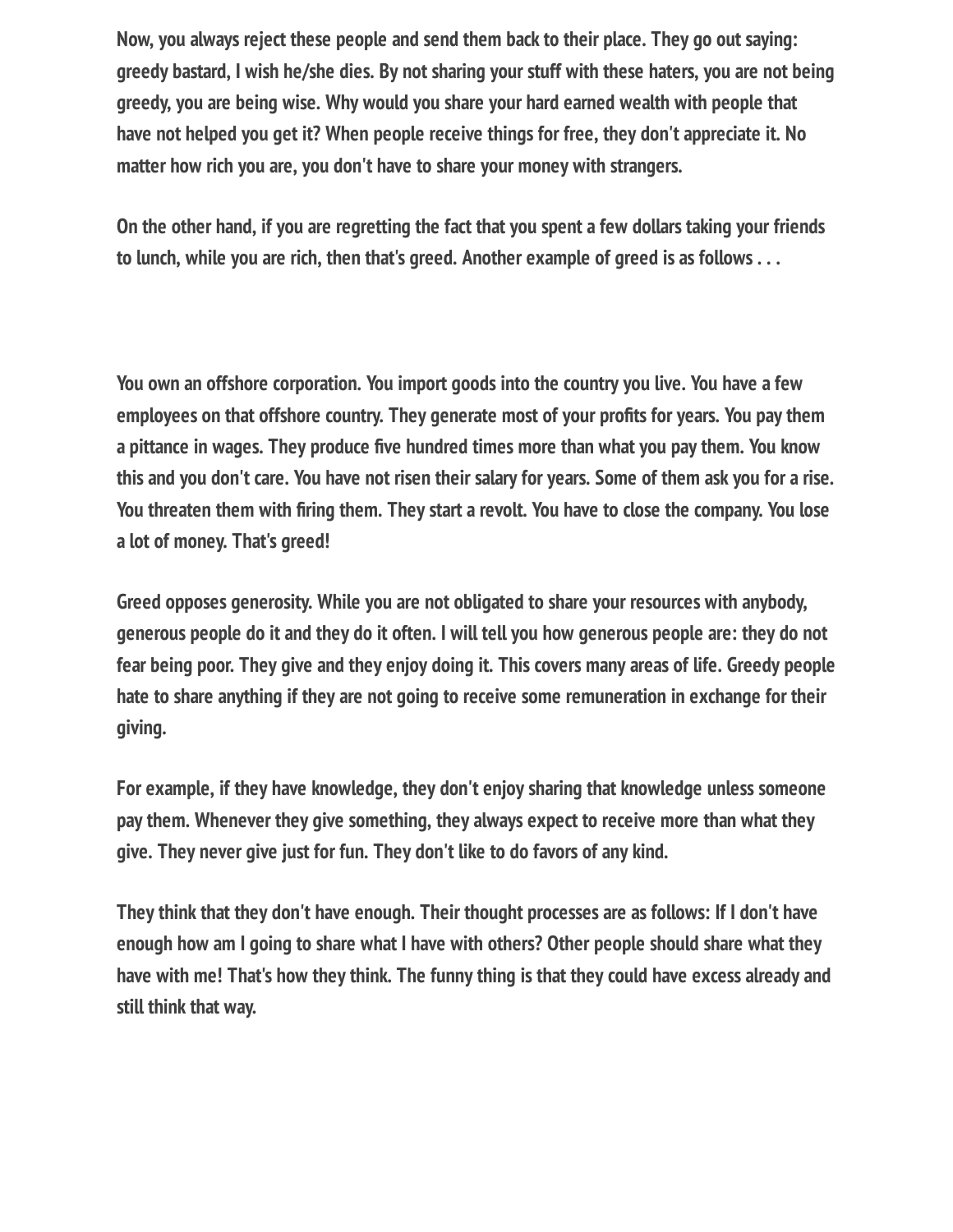Now, you always reject these people and send them back to their place. They go out saying: greedy bastard, I wish he/she dies. By not sharing your stuff with these haters, you are not being greedy, you are being wise. Why would you share your hard earned wealth with people that have not helped you get it? When people receive things for free, they don't appreciate it. No matter how rich you are, you don't have to share your money with strangers.

On the other hand, if you are regretting the fact that you spent a few dollars taking your friends to lunch, while you are rich, then that's greed. Another example of greed is as follows . . .

You own an offshore corporation. You import goods into the country you live. You have a few employees on that offshore country. They generate most of your profits for years. You pay them a pittance in wages. They produce five hundred times more than what you pay them. You know this and you don't care. You have not risen their salary for years. Some of them ask you for a rise. You threaten them with firing them. They start a revolt. You have to close the company. You lose a lot of money. That's greed!

Greed opposes generosity. While you are not obligated to share your resources with anybody, generous people do it and they do it often. I will tell you how generous people are: they do not fear being poor. They give and they enjoy doing it. This covers many areas of life. Greedy people hate to share anything if they are not going to receive some remuneration in exchange for their giving.

For example, if they have knowledge, they don't enjoy sharing that knowledge unless someone pay them. Whenever they give something, they always expect to receive more than what they give. They never give just for fun. They don't like to do favors of any kind.

They think that they don't have enough. Their thought processes are as follows: If I don't have enough how am I going to share what I have with others? Other people should share what they have with me! That's how they think. The funny thing is that they could have excess already and still think that way.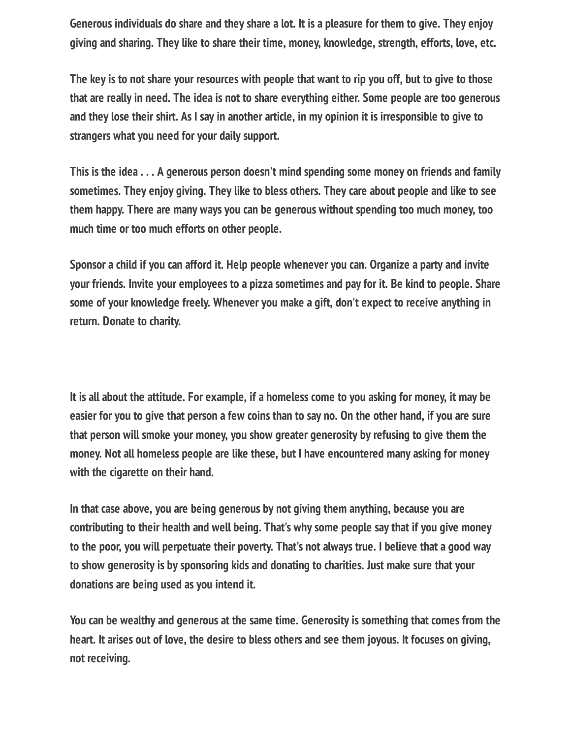Generous individuals do share and they share a lot. It is a pleasure for them to give. They enjoy giving and sharing. They like to share their time, money, knowledge, strength, efforts, love, etc.

The key is to not share your resources with people that want to rip you off, but to give to those that are really in need. The idea is not to share everything either. Some people are too generous and they lose their shirt. As I say in another article, in my opinion it is irresponsible to give to strangers what you need for your daily support.

This is the idea . . . A generous person doesn't mind spending some money on friends and family sometimes. They enjoy giving. They like to bless others. They care about people and like to see them happy. There are many ways you can be generous without spending too much money, too much time or too much efforts on other people.

Sponsor a child if you can afford it. Help people whenever you can. Organize a party and invite your friends. Invite your employees to a pizza sometimes and pay for it. Be kind to people. Share some of your knowledge freely. Whenever you make a gift, don't expect to receive anything in return. Donate to charity.

It is all about the attitude. For example, if a homeless come to you asking for money, it may be easier for you to give that person a few coins than to say no. On the other hand, if you are sure that person will smoke your money, you show greater generosity by refusing to give them the money. Not all homeless people are like these, but I have encountered many asking for money with the cigarette on their hand.

In that case above, you are being generous by not giving them anything, because you are contributing to their health and well being. That's why some people say that if you give money to the poor, you will perpetuate their poverty. That's not always true. I believe that a good way to show generosity is by sponsoring kids and donating to charities. Just make sure that your donations are being used as you intend it.

You can be wealthy and generous at the same time. Generosity is something that comes from the heart. It arises out of love, the desire to bless others and see them joyous. It focuses on giving, not receiving.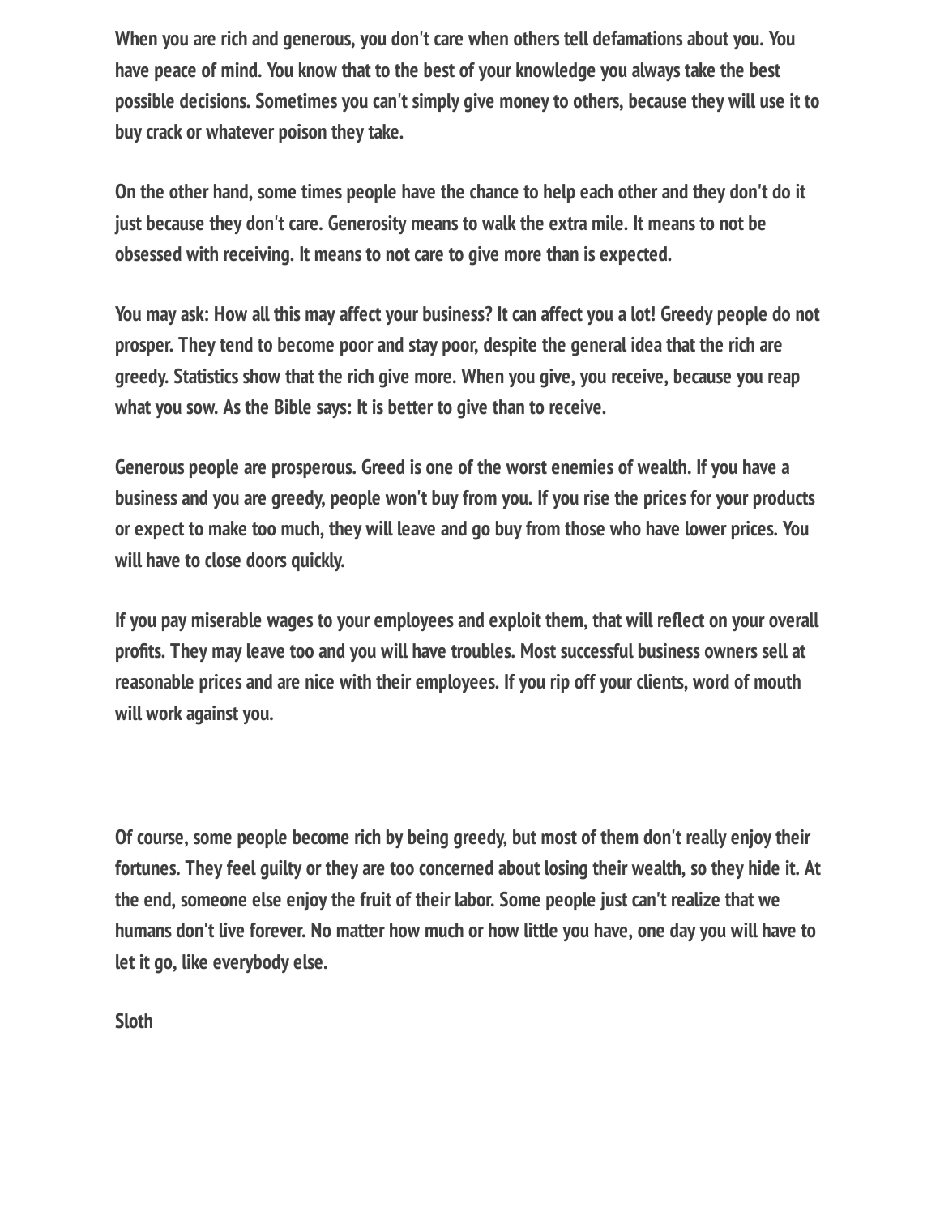When you are rich and generous, you don't care when others tell defamations about you. You have peace of mind. You know that to the best of your knowledge you always take the best possible decisions. Sometimes you can't simply give money to others, because they will use it to buy crack or whatever poison they take.

On the other hand, some times people have the chance to help each other and they don't do it just because they don't care. Generosity means to walk the extra mile. It means to not be obsessed with receiving. It means to not care to give more than is expected.

You may ask: How all this may affect your business? It can affect you a lot! Greedy people do not prosper. They tend to become poor and stay poor, despite the general idea that the rich are greedy. Statistics show that the rich give more. When you give, you receive, because you reap what you sow. As the Bible says: It is better to give than to receive.

Generous people are prosperous. Greed is one of the worst enemies of wealth. If you have a business and you are greedy, people won't buy from you. If you rise the prices for your products or expect to make too much, they will leave and go buy from those who have lower prices. You will have to close doors quickly.

If you pay miserable wages to your employees and exploit them, that will reflect on your overall profits. They may leave too and you will have troubles. Most successful business owners sell at reasonable prices and are nice with their employees. If you rip off your clients, word of mouth will work against you.

Of course, some people become rich by being greedy, but most of them don't really enjoy their fortunes. They feel guilty or they are too concerned about losing their wealth, so they hide it. At the end, someone else enjoy the fruit of their labor. Some people just can't realize that we humans don't live forever. No matter how much or how little you have, one day you will have to let it go, like everybody else.

## Sloth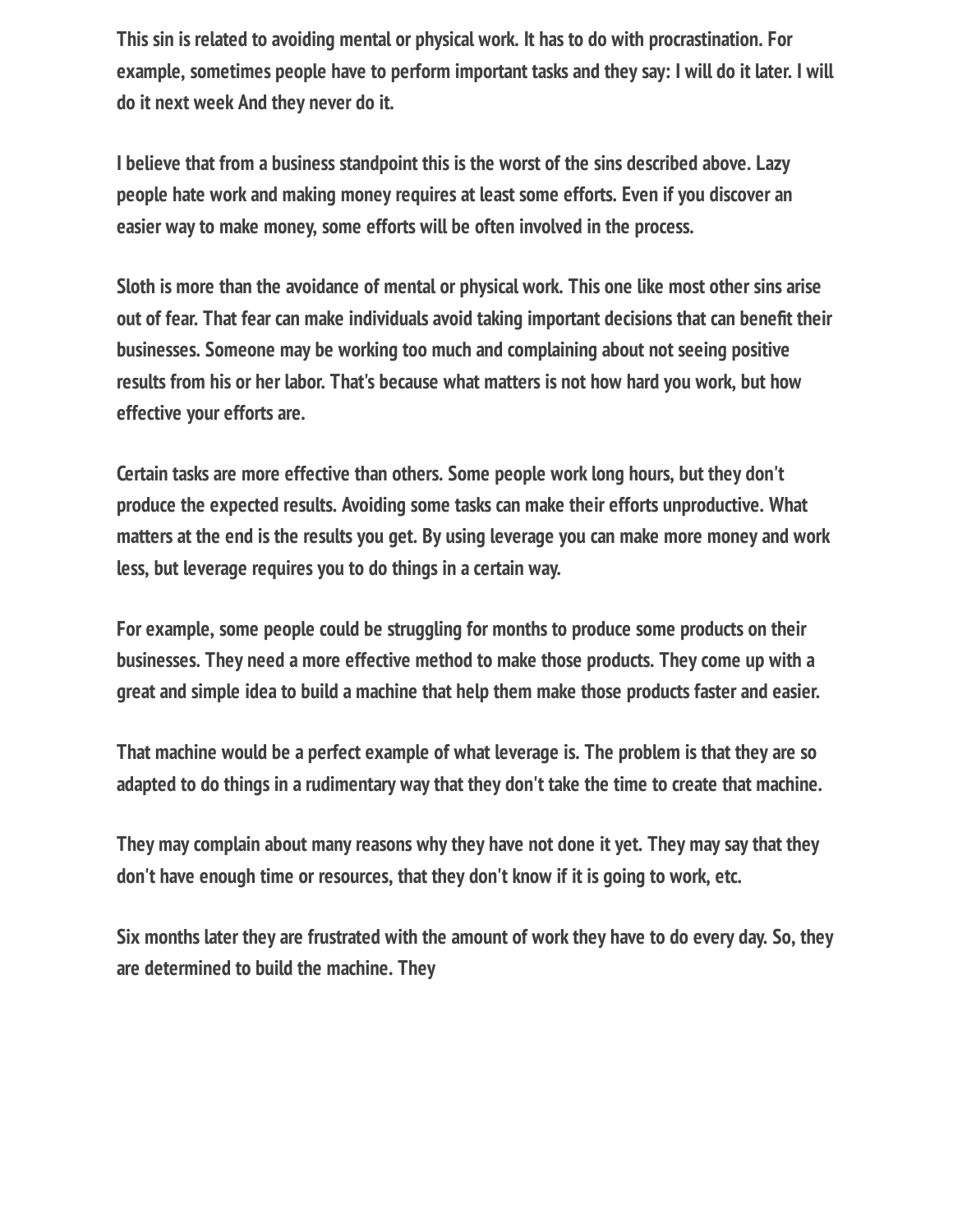This sin is related to avoiding mental or physical work. It has to do with procrastination. For example, sometimes people have to perform important tasks and they say: I will do it later. I will do it next week And they never do it.

I believe that from a business standpoint this is the worst of the sins described above. Lazy people hate work and making money requires at least some efforts. Even if you discover an easier way to make money, some efforts will be often involved in the process.

Sloth is more than the avoidance of mental or physical work. This one like most other sins arise out of fear. That fear can make individuals avoid taking important decisions that can benefit their businesses. Someone may be working too much and complaining about not seeing positive results from his or her labor. That's because what matters is not how hard you work, but how effective your efforts are.

Certain tasks are more effective than others. Some people work long hours, but they don't produce the expected results. Avoiding some tasks can make their efforts unproductive. What matters at the end is the results you get. By using leverage you can make more money and work less, but leverage requires you to do things in a certain way.

For example, some people could be struggling for months to produce some products on their businesses. They need a more effective method to make those products. They come up with a great and simple idea to build a machine that help them make those products faster and easier.

That machine would be a perfect example of what leverage is. The problem is that they are so adapted to do things in a rudimentary way that they don't take the time to create that machine.

They may complain about many reasons why they have not done it yet. They may say that they don't have enough time or resources, that they don't know if it is going to work, etc.

Six months later they are frustrated with the amount of work they have to do every day. So, they are determined to build the machine. They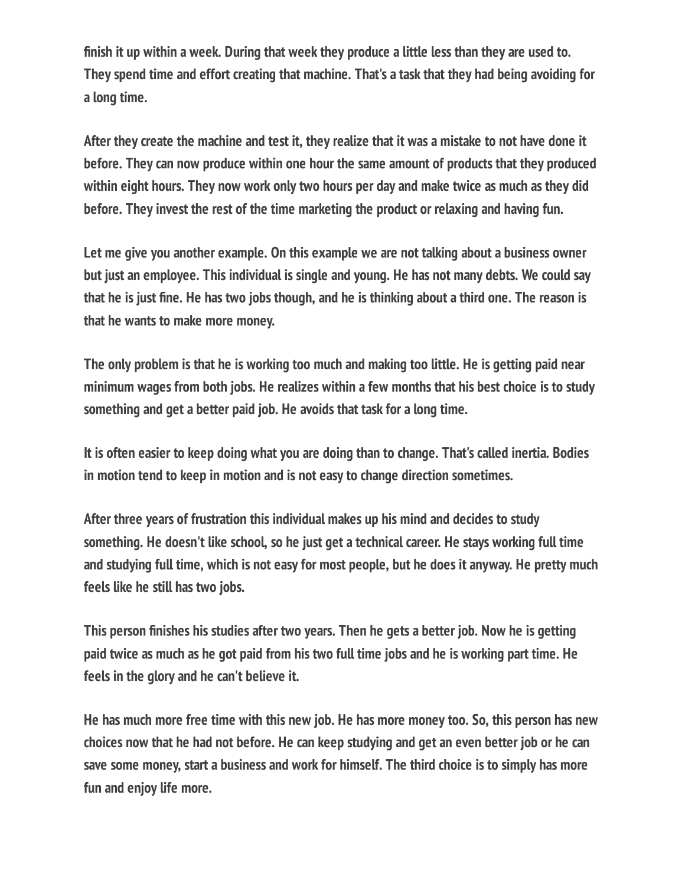finish it up within a week. During that week they produce a little less than they are used to. They spend time and effort creating that machine. That's a task that they had being avoiding for a long time.

After they create the machine and test it, they realize that it was a mistake to not have done it before. They can now produce within one hour the same amount of products that they produced within eight hours. They now work only two hours per day and make twice as much as they did before. They invest the rest of the time marketing the product or relaxing and having fun.

Let me give you another example. On this example we are not talking about a business owner but just an employee. This individual is single and young. He has not many debts. We could say that he is just fine. He has two jobs though, and he is thinking about a third one. The reason is that he wants to make more money.

The only problem is that he is working too much and making too little. He is getting paid near minimum wages from both jobs. He realizes within a few months that his best choice is to study something and get a better paid job. He avoids that task for a long time.

It is often easier to keep doing what you are doing than to change. That's called inertia. Bodies in motion tend to keep in motion and is not easy to change direction sometimes.

After three years of frustration this individual makes up his mind and decides to study something. He doesn't like school, so he just get a technical career. He stays working full time and studying full time, which is not easy for most people, but he does it anyway. He pretty much feels like he still has two jobs.

This person finishes his studies after two years. Then he gets a better job. Now he is getting paid twice as much as he got paid from his two full time jobs and he is working part time. He feels in the glory and he can't believe it.

He has much more free time with this new job. He has more money too. So, this person has new choices now that he had not before. He can keep studying and get an even better job or he can save some money, start a business and work for himself. The third choice is to simply has more fun and enjoy life more.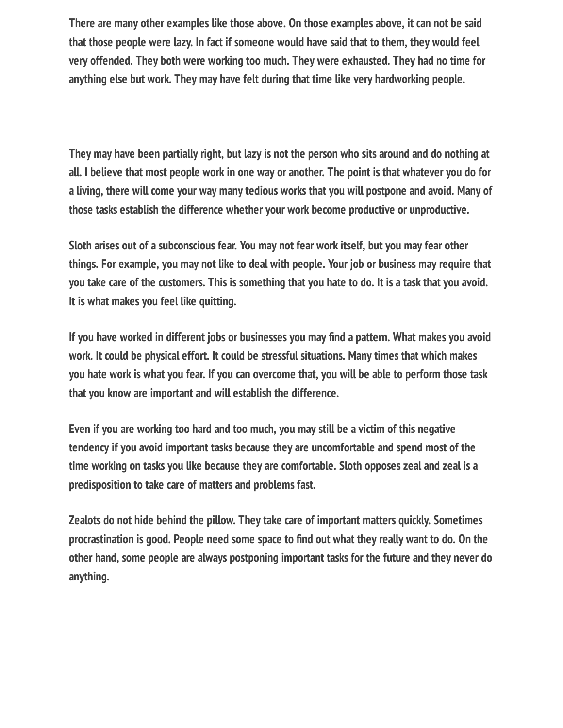There are many other examples like those above. On those examples above, it can not be said that those people were lazy. In fact if someone would have said that to them, they would feel very offended. They both were working too much. They were exhausted. They had no time for anything else but work. They may have felt during that time like very hardworking people.

They may have been partially right, but lazy is not the person who sits around and do nothing at all. I believe that most people work in one way or another. The point is that whatever you do for a living, there will come your way many tedious works that you will postpone and avoid. Many of those tasks establish the difference whether your work become productive or unproductive.

Sloth arises out of a subconscious fear. You may not fear work itself, but you may fear other things. For example, you may not like to deal with people. Your job or business may require that you take care of the customers. This is something that you hate to do. It is a task that you avoid. It is what makes you feel like quitting.

If you have worked in different jobs or businesses you may find a pattern. What makes you avoid work. It could be physical effort. It could be stressful situations. Many times that which makes you hate work is what you fear. If you can overcome that, you will be able to perform those task that you know are important and will establish the difference.

Even if you are working too hard and too much, you may still be a victim of this negative tendency if you avoid important tasks because they are uncomfortable and spend most of the time working on tasks you like because they are comfortable. Sloth opposes zeal and zeal is a predisposition to take care of matters and problems fast.

Zealots do not hide behind the pillow. They take care of important matters quickly. Sometimes procrastination is good. People need some space to find out what they really want to do. On the other hand, some people are always postponing important tasks for the future and they never do anything.